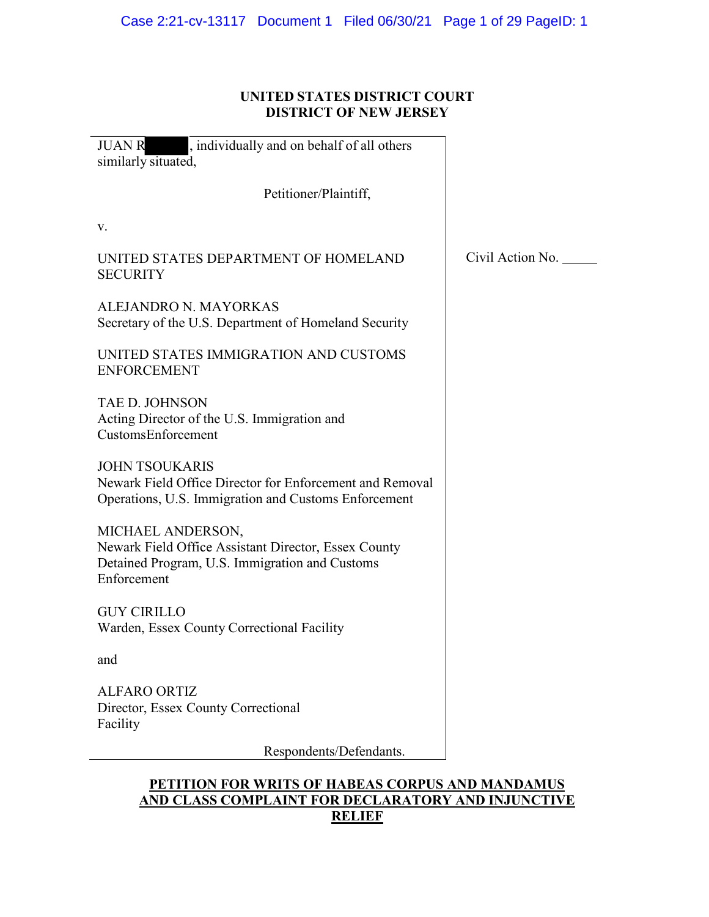**UNITED STATES DISTRICT COURT**
**DISTRICT OF NEW JERSEY**

JUAN R█████, individually and on behalf of all others similarly situated,

Petitioner/Plaintiff,

v.

UNITED STATES DEPARTMENT OF HOMELAND SECURITY

ALEJANDRO N. MAYORKAS
Secretary of the U.S. Department of Homeland Security

UNITED STATES IMMIGRATION AND CUSTOMS ENFORCEMENT

TAE D. JOHNSON
Acting Director of the U.S. Immigration and CustomsEnforcement

JOHN TSOUKARIS
Newark Field Office Director for Enforcement and Removal Operations, U.S. Immigration and Customs Enforcement

MICHAEL ANDERSON,
Newark Field Office Assistant Director, Essex County Detained Program, U.S. Immigration and Customs Enforcement

GUY CIRILLO
Warden, Essex County Correctional Facility

and

ALFARO ORTIZ
Director, Essex County Correctional Facility

Respondents/Defendants.

Civil Action No. _____

**PETITION FOR WRITS OF HABEAS CORPUS AND MANDAMUS AND CLASS COMPLAINT FOR DECLARATORY AND INJUNCTIVE RELIEF**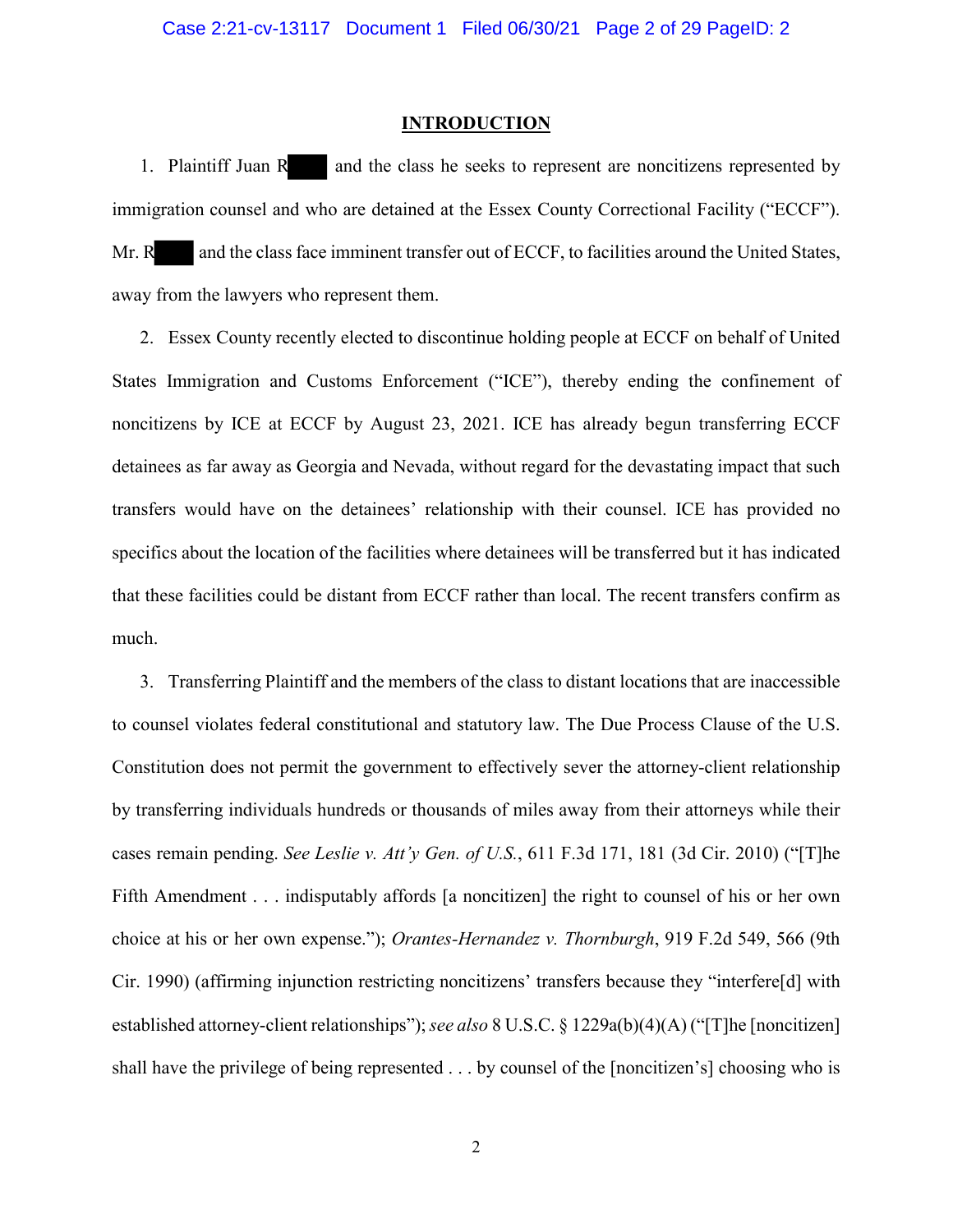## INTRODUCTION

1. Plaintiff Juan R███ and the class he seeks to represent are noncitizens represented by immigration counsel and who are detained at the Essex County Correctional Facility ("ECCF"). Mr. R███ and the class face imminent transfer out of ECCF, to facilities around the United States, away from the lawyers who represent them.

2. Essex County recently elected to discontinue holding people at ECCF on behalf of United States Immigration and Customs Enforcement ("ICE"), thereby ending the confinement of noncitizens by ICE at ECCF by August 23, 2021. ICE has already begun transferring ECCF detainees as far away as Georgia and Nevada, without regard for the devastating impact that such transfers would have on the detainees' relationship with their counsel. ICE has provided no specifics about the location of the facilities where detainees will be transferred but it has indicated that these facilities could be distant from ECCF rather than local. The recent transfers confirm as much.

3. Transferring Plaintiff and the members of the class to distant locations that are inaccessible to counsel violates federal constitutional and statutory law. The Due Process Clause of the U.S. Constitution does not permit the government to effectively sever the attorney-client relationship by transferring individuals hundreds or thousands of miles away from their attorneys while their cases remain pending. *See Leslie v. Att'y Gen. of U.S.*, 611 F.3d 171, 181 (3d Cir. 2010) ("[T]he Fifth Amendment . . . indisputably affords [a noncitizen] the right to counsel of his or her own choice at his or her own expense."); *Orantes-Hernandez v. Thornburgh*, 919 F.2d 549, 566 (9th Cir. 1990) (affirming injunction restricting noncitizens' transfers because they "interfere[d] with established attorney-client relationships"); *see also* 8 U.S.C. § 1229a(b)(4)(A) ("[T]he [noncitizen] shall have the privilege of being represented . . . by counsel of the [noncitizen's] choosing who is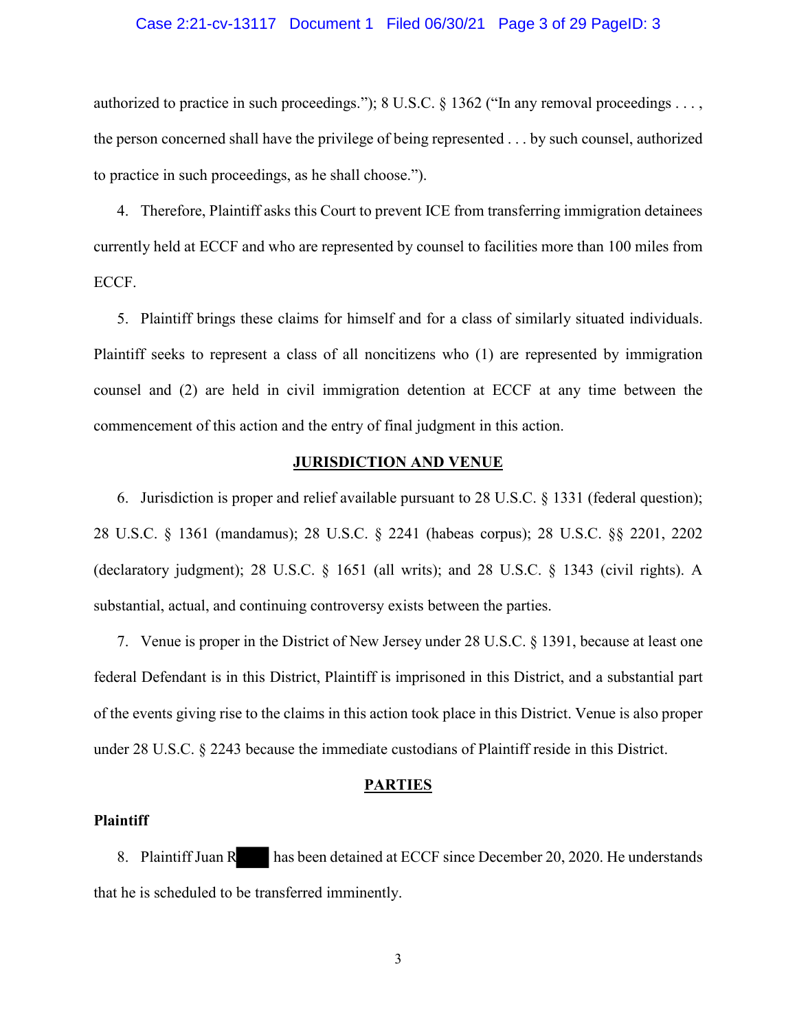authorized to practice in such proceedings."); 8 U.S.C. § 1362 ("In any removal proceedings . . . , the person concerned shall have the privilege of being represented . . . by such counsel, authorized to practice in such proceedings, as he shall choose.").

4. Therefore, Plaintiff asks this Court to prevent ICE from transferring immigration detainees currently held at ECCF and who are represented by counsel to facilities more than 100 miles from ECCF.

5. Plaintiff brings these claims for himself and for a class of similarly situated individuals. Plaintiff seeks to represent a class of all noncitizens who (1) are represented by immigration counsel and (2) are held in civil immigration detention at ECCF at any time between the commencement of this action and the entry of final judgment in this action.

## JURISDICTION AND VENUE

6. Jurisdiction is proper and relief available pursuant to 28 U.S.C. § 1331 (federal question); 28 U.S.C. § 1361 (mandamus); 28 U.S.C. § 2241 (habeas corpus); 28 U.S.C. §§ 2201, 2202 (declaratory judgment); 28 U.S.C. § 1651 (all writs); and 28 U.S.C. § 1343 (civil rights). A substantial, actual, and continuing controversy exists between the parties.

7. Venue is proper in the District of New Jersey under 28 U.S.C. § 1391, because at least one federal Defendant is in this District, Plaintiff is imprisoned in this District, and a substantial part of the events giving rise to the claims in this action took place in this District. Venue is also proper under 28 U.S.C. § 2243 because the immediate custodians of Plaintiff reside in this District.

## PARTIES

**Plaintiff**

8. Plaintiff Juan R[REDACTED] has been detained at ECCF since December 20, 2020. He understands that he is scheduled to be transferred imminently.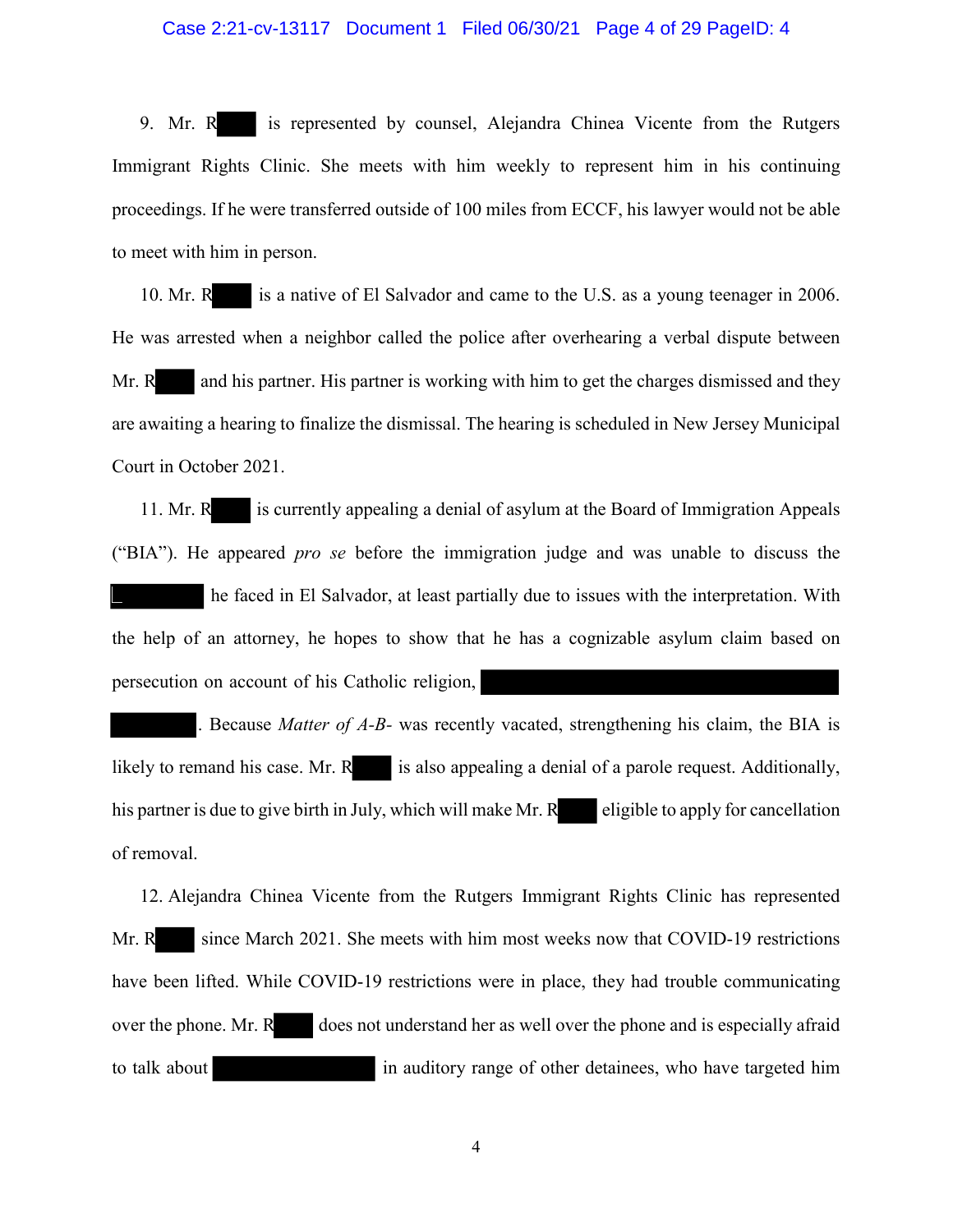9. Mr. R███ is represented by counsel, Alejandra Chinea Vicente from the Rutgers Immigrant Rights Clinic. She meets with him weekly to represent him in his continuing proceedings. If he were transferred outside of 100 miles from ECCF, his lawyer would not be able to meet with him in person.

10. Mr. R███ is a native of El Salvador and came to the U.S. as a young teenager in 2006. He was arrested when a neighbor called the police after overhearing a verbal dispute between Mr. R███ and his partner. His partner is working with him to get the charges dismissed and they are awaiting a hearing to finalize the dismissal. The hearing is scheduled in New Jersey Municipal Court in October 2021.

11. Mr. R███ is currently appealing a denial of asylum at the Board of Immigration Appeals ("BIA"). He appeared *pro se* before the immigration judge and was unable to discuss the ███ he faced in El Salvador, at least partially due to issues with the interpretation. With the help of an attorney, he hopes to show that he has a cognizable asylum claim based on persecution on account of his Catholic religion, ███ ███. Because *Matter of A-B-* was recently vacated, strengthening his claim, the BIA is likely to remand his case. Mr. R███ is also appealing a denial of a parole request. Additionally, his partner is due to give birth in July, which will make Mr. R███ eligible to apply for cancellation of removal.

12. Alejandra Chinea Vicente from the Rutgers Immigrant Rights Clinic has represented Mr. R███ since March 2021. She meets with him most weeks now that COVID-19 restrictions have been lifted. While COVID-19 restrictions were in place, they had trouble communicating over the phone. Mr. R███ does not understand her as well over the phone and is especially afraid to talk about ███ in auditory range of other detainees, who have targeted him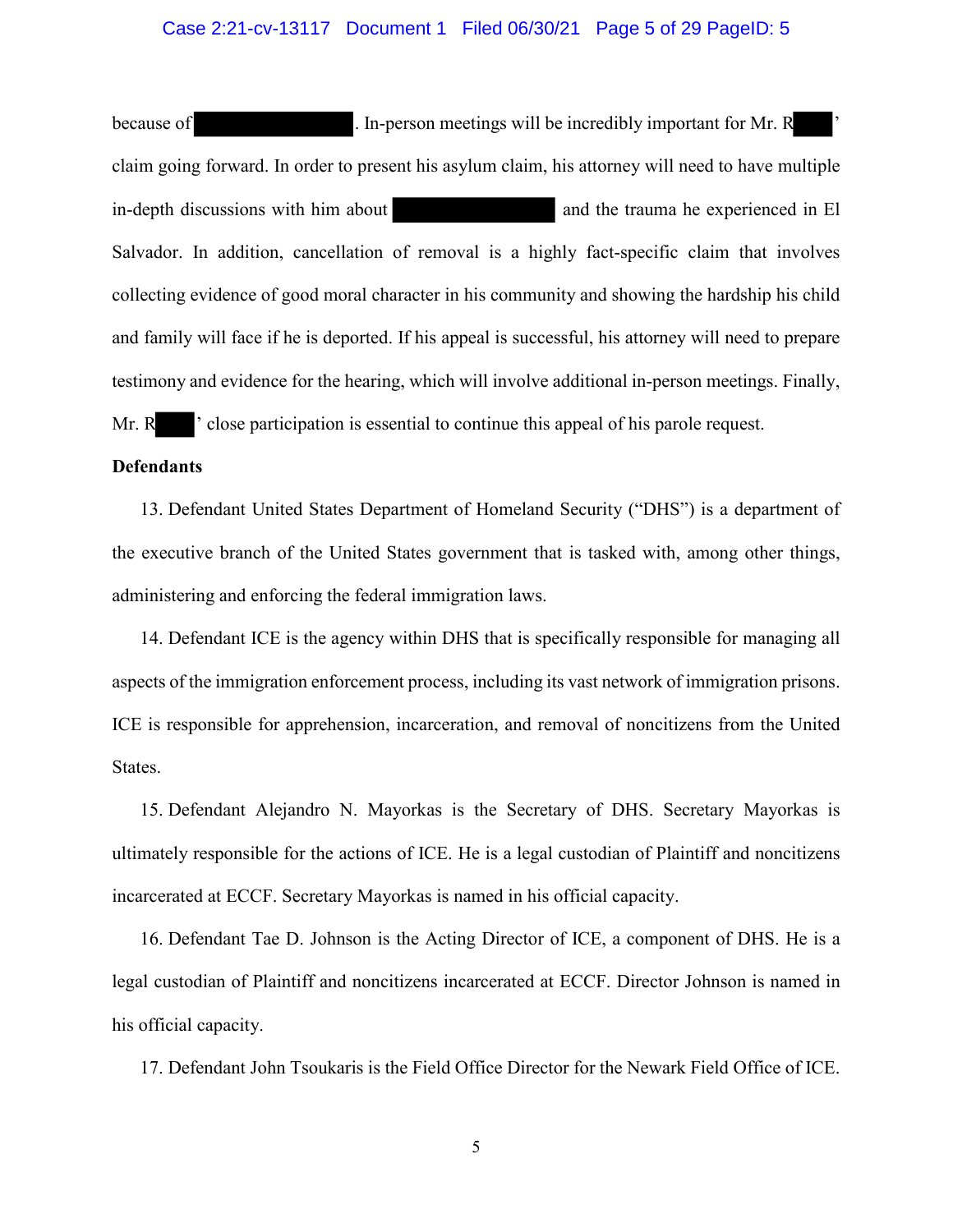because of [REDACTED]. In-person meetings will be incredibly important for Mr. R[REDACTED]' claim going forward. In order to present his asylum claim, his attorney will need to have multiple in-depth discussions with him about [REDACTED] and the trauma he experienced in El Salvador. In addition, cancellation of removal is a highly fact-specific claim that involves collecting evidence of good moral character in his community and showing the hardship his child and family will face if he is deported. If his appeal is successful, his attorney will need to prepare testimony and evidence for the hearing, which will involve additional in-person meetings. Finally, Mr. R[REDACTED]' close participation is essential to continue this appeal of his parole request.

**Defendants**

13. Defendant United States Department of Homeland Security ("DHS") is a department of the executive branch of the United States government that is tasked with, among other things, administering and enforcing the federal immigration laws.

14. Defendant ICE is the agency within DHS that is specifically responsible for managing all aspects of the immigration enforcement process, including its vast network of immigration prisons. ICE is responsible for apprehension, incarceration, and removal of noncitizens from the United States.

15. Defendant Alejandro N. Mayorkas is the Secretary of DHS. Secretary Mayorkas is ultimately responsible for the actions of ICE. He is a legal custodian of Plaintiff and noncitizens incarcerated at ECCF. Secretary Mayorkas is named in his official capacity.

16. Defendant Tae D. Johnson is the Acting Director of ICE, a component of DHS. He is a legal custodian of Plaintiff and noncitizens incarcerated at ECCF. Director Johnson is named in his official capacity.

17. Defendant John Tsoukaris is the Field Office Director for the Newark Field Office of ICE.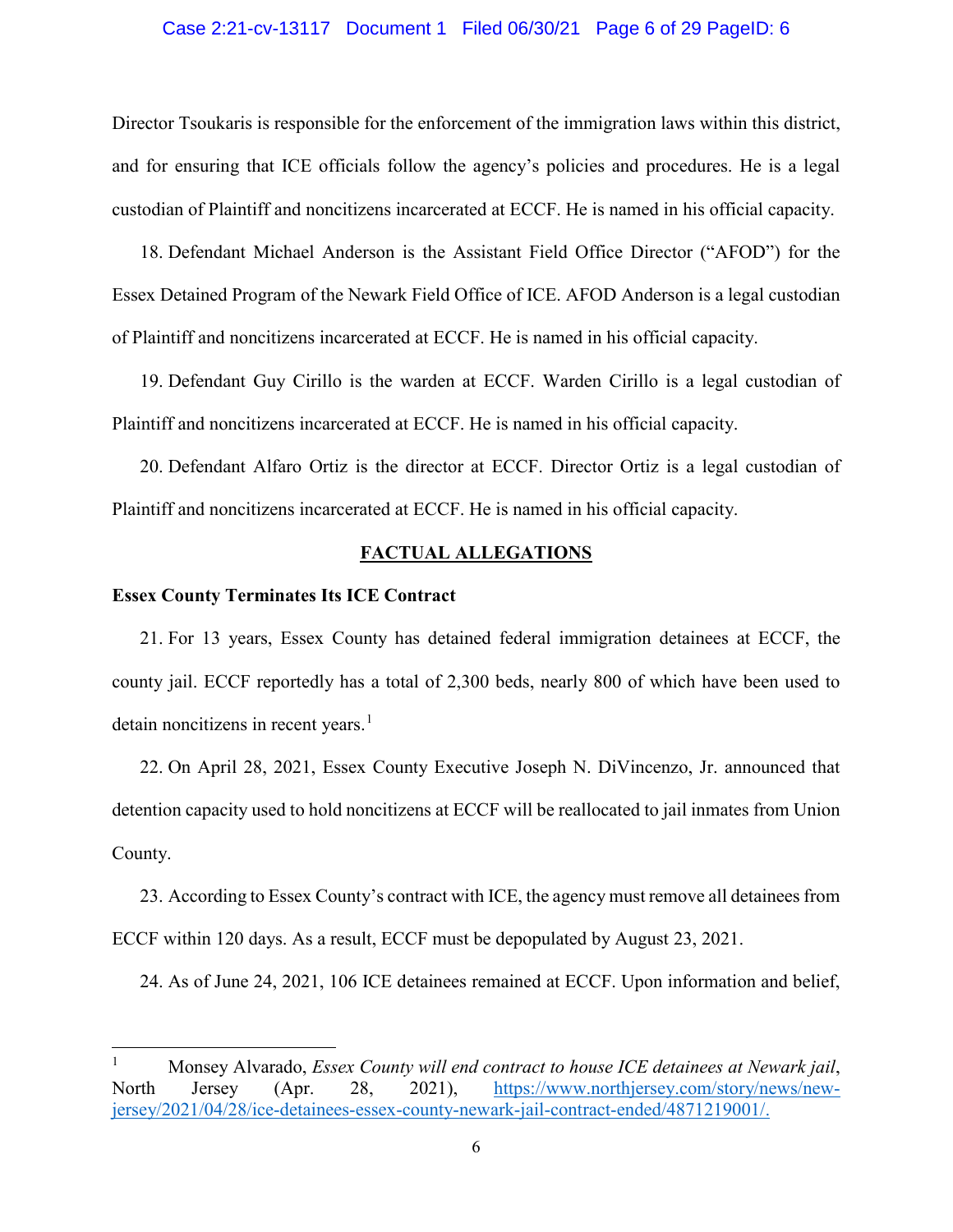Director Tsoukaris is responsible for the enforcement of the immigration laws within this district, and for ensuring that ICE officials follow the agency's policies and procedures. He is a legal custodian of Plaintiff and noncitizens incarcerated at ECCF. He is named in his official capacity.

18. Defendant Michael Anderson is the Assistant Field Office Director ("AFOD") for the Essex Detained Program of the Newark Field Office of ICE. AFOD Anderson is a legal custodian of Plaintiff and noncitizens incarcerated at ECCF. He is named in his official capacity.

19. Defendant Guy Cirillo is the warden at ECCF. Warden Cirillo is a legal custodian of Plaintiff and noncitizens incarcerated at ECCF. He is named in his official capacity.

20. Defendant Alfaro Ortiz is the director at ECCF. Director Ortiz is a legal custodian of Plaintiff and noncitizens incarcerated at ECCF. He is named in his official capacity.

## FACTUAL ALLEGATIONS

**Essex County Terminates Its ICE Contract**

21. For 13 years, Essex County has detained federal immigration detainees at ECCF, the county jail. ECCF reportedly has a total of 2,300 beds, nearly 800 of which have been used to detain noncitizens in recent years.[1]

22. On April 28, 2021, Essex County Executive Joseph N. DiVincenzo, Jr. announced that detention capacity used to hold noncitizens at ECCF will be reallocated to jail inmates from Union County.

23. According to Essex County's contract with ICE, the agency must remove all detainees from ECCF within 120 days. As a result, ECCF must be depopulated by August 23, 2021.

24. As of June 24, 2021, 106 ICE detainees remained at ECCF. Upon information and belief,

---

[1] Monsey Alvarado, *Essex County will end contract to house ICE detainees at Newark jail*, North Jersey (Apr. 28, 2021), https://www.northjersey.com/story/news/new-jersey/2021/04/28/ice-detainees-essex-county-newark-jail-contract-ended/4871219001/.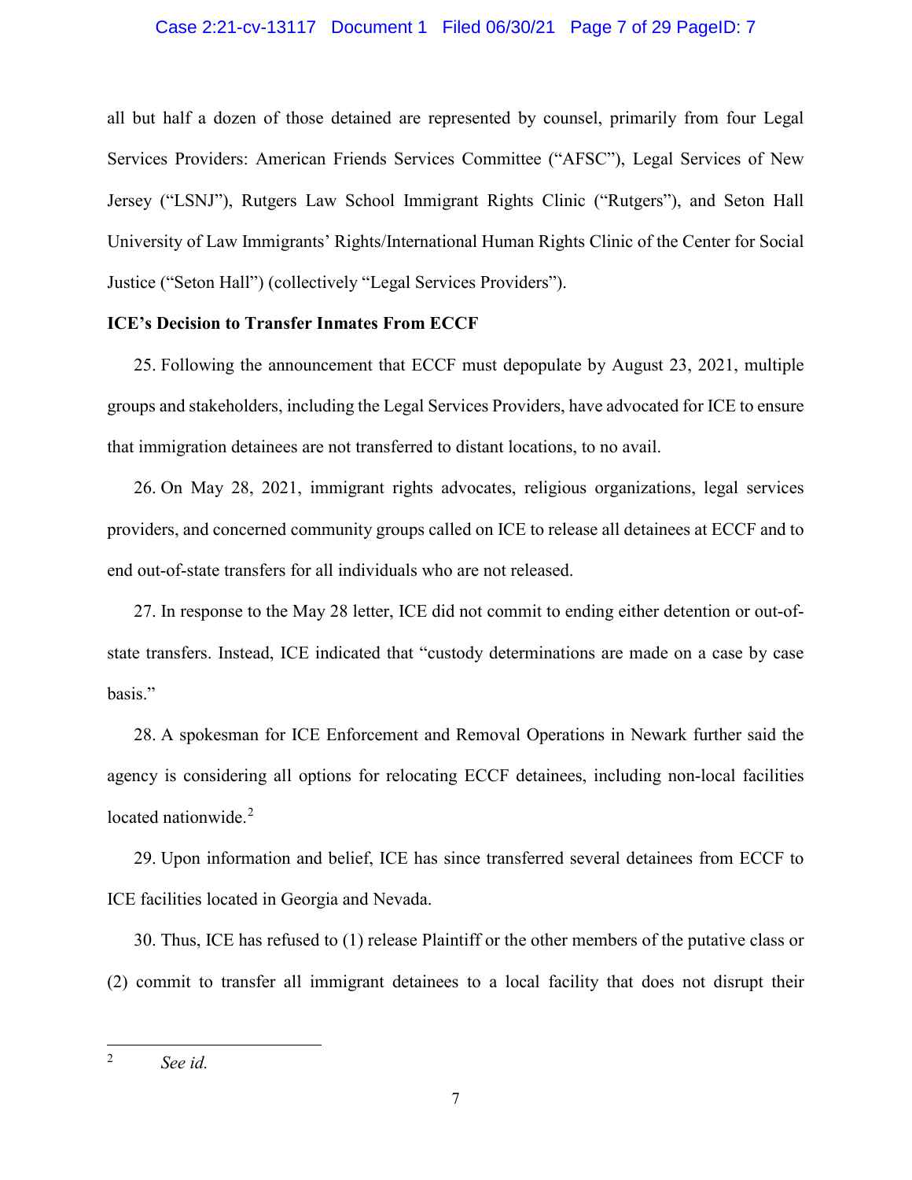all but half a dozen of those detained are represented by counsel, primarily from four Legal Services Providers: American Friends Services Committee ("AFSC"), Legal Services of New Jersey ("LSNJ"), Rutgers Law School Immigrant Rights Clinic ("Rutgers"), and Seton Hall University of Law Immigrants' Rights/International Human Rights Clinic of the Center for Social Justice ("Seton Hall") (collectively "Legal Services Providers").

**ICE's Decision to Transfer Inmates From ECCF**

25. Following the announcement that ECCF must depopulate by August 23, 2021, multiple groups and stakeholders, including the Legal Services Providers, have advocated for ICE to ensure that immigration detainees are not transferred to distant locations, to no avail.

26. On May 28, 2021, immigrant rights advocates, religious organizations, legal services providers, and concerned community groups called on ICE to release all detainees at ECCF and to end out-of-state transfers for all individuals who are not released.

27. In response to the May 28 letter, ICE did not commit to ending either detention or out-of-state transfers. Instead, ICE indicated that "custody determinations are made on a case by case basis."

28. A spokesman for ICE Enforcement and Removal Operations in Newark further said the agency is considering all options for relocating ECCF detainees, including non-local facilities located nationwide.[2]

29. Upon information and belief, ICE has since transferred several detainees from ECCF to ICE facilities located in Georgia and Nevada.

30. Thus, ICE has refused to (1) release Plaintiff or the other members of the putative class or (2) commit to transfer all immigrant detainees to a local facility that does not disrupt their

---

[2] *See id.*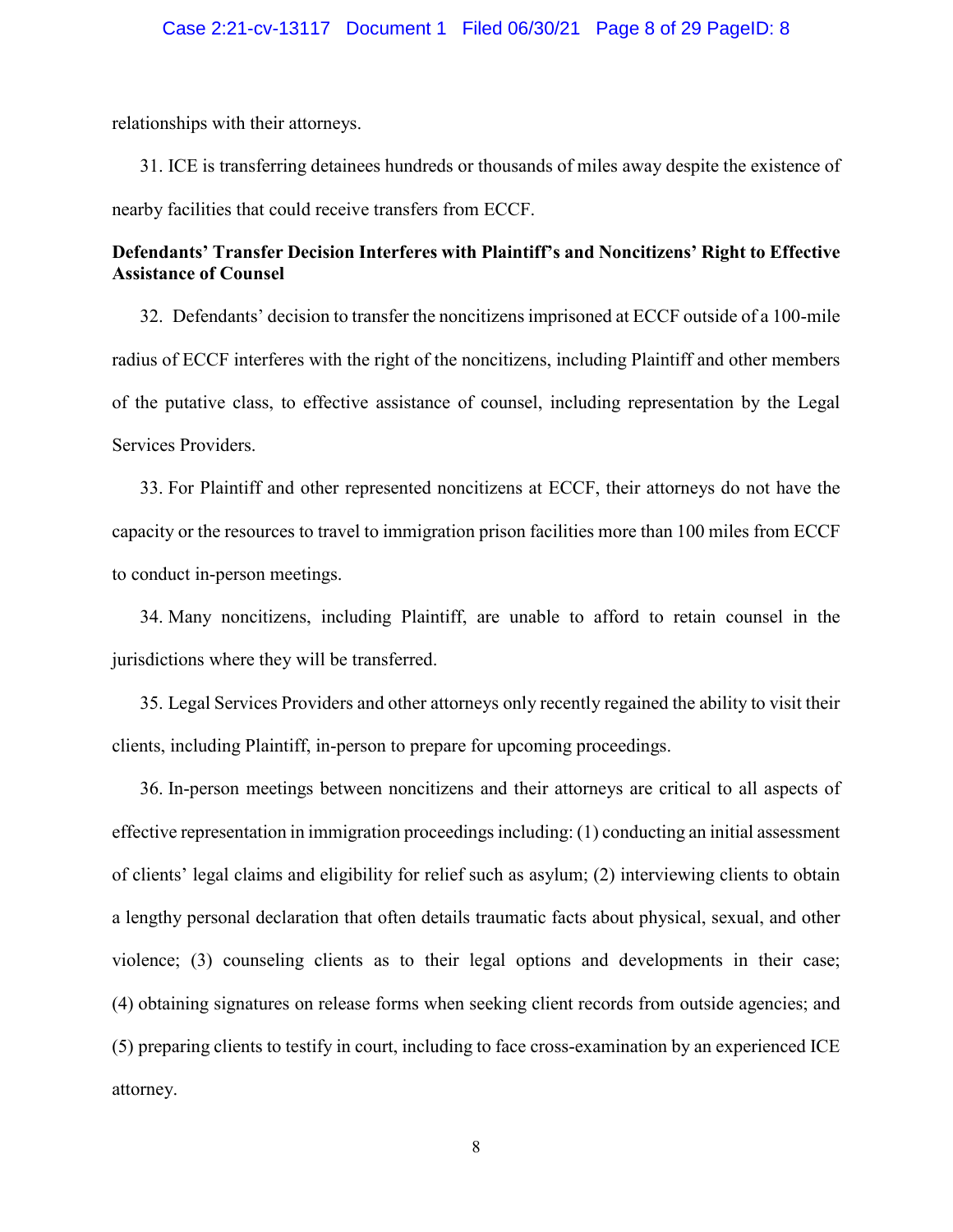relationships with their attorneys.

31. ICE is transferring detainees hundreds or thousands of miles away despite the existence of nearby facilities that could receive transfers from ECCF.

**Defendants' Transfer Decision Interferes with Plaintiff's and Noncitizens' Right to Effective Assistance of Counsel**

32. Defendants' decision to transfer the noncitizens imprisoned at ECCF outside of a 100-mile radius of ECCF interferes with the right of the noncitizens, including Plaintiff and other members of the putative class, to effective assistance of counsel, including representation by the Legal Services Providers.

33. For Plaintiff and other represented noncitizens at ECCF, their attorneys do not have the capacity or the resources to travel to immigration prison facilities more than 100 miles from ECCF to conduct in-person meetings.

34. Many noncitizens, including Plaintiff, are unable to afford to retain counsel in the jurisdictions where they will be transferred.

35. Legal Services Providers and other attorneys only recently regained the ability to visit their clients, including Plaintiff, in-person to prepare for upcoming proceedings.

36. In-person meetings between noncitizens and their attorneys are critical to all aspects of effective representation in immigration proceedings including: (1) conducting an initial assessment of clients' legal claims and eligibility for relief such as asylum; (2) interviewing clients to obtain a lengthy personal declaration that often details traumatic facts about physical, sexual, and other violence; (3) counseling clients as to their legal options and developments in their case; (4) obtaining signatures on release forms when seeking client records from outside agencies; and (5) preparing clients to testify in court, including to face cross-examination by an experienced ICE attorney.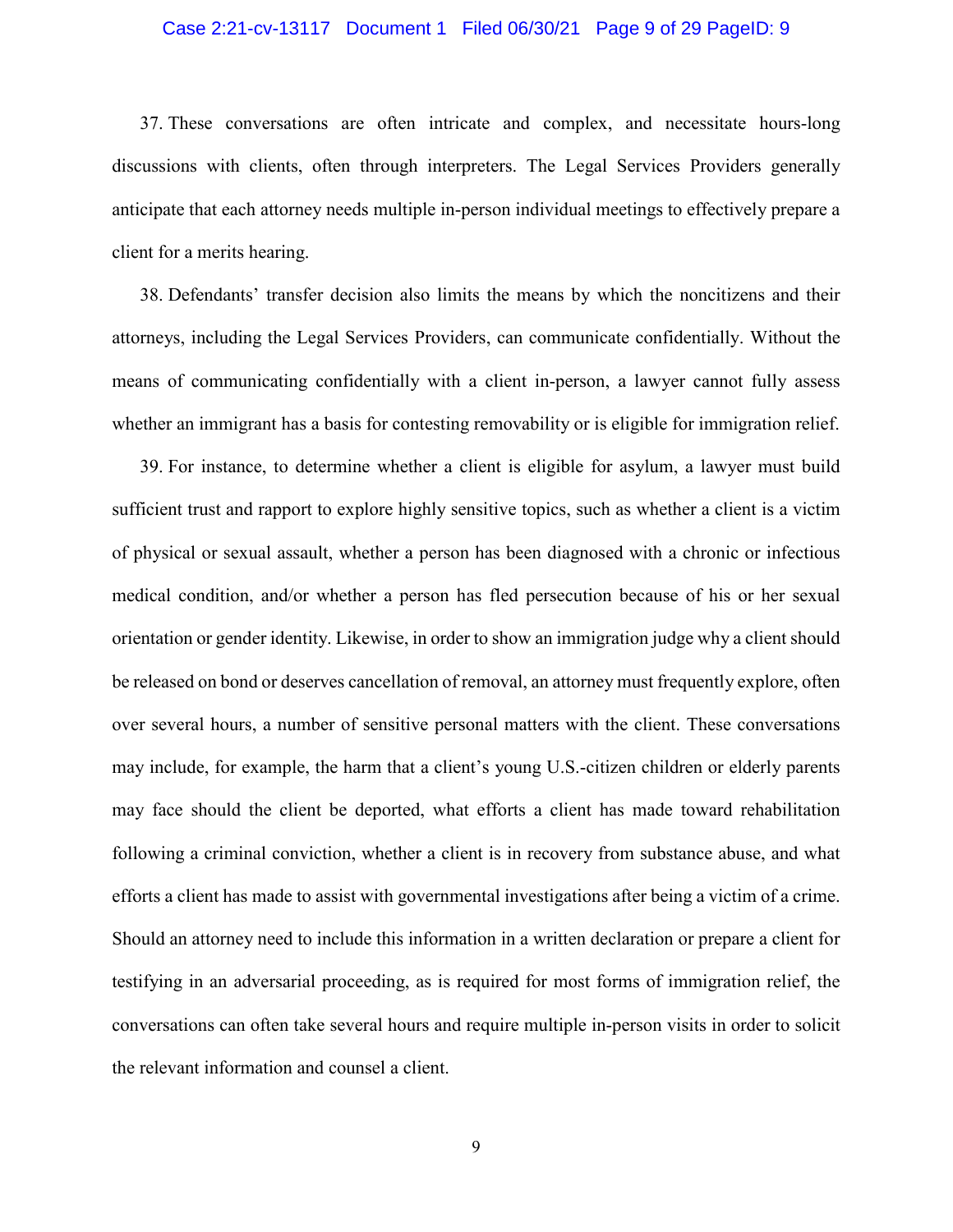37. These conversations are often intricate and complex, and necessitate hours-long discussions with clients, often through interpreters. The Legal Services Providers generally anticipate that each attorney needs multiple in-person individual meetings to effectively prepare a client for a merits hearing.

38. Defendants' transfer decision also limits the means by which the noncitizens and their attorneys, including the Legal Services Providers, can communicate confidentially. Without the means of communicating confidentially with a client in-person, a lawyer cannot fully assess whether an immigrant has a basis for contesting removability or is eligible for immigration relief.

39. For instance, to determine whether a client is eligible for asylum, a lawyer must build sufficient trust and rapport to explore highly sensitive topics, such as whether a client is a victim of physical or sexual assault, whether a person has been diagnosed with a chronic or infectious medical condition, and/or whether a person has fled persecution because of his or her sexual orientation or gender identity. Likewise, in order to show an immigration judge why a client should be released on bond or deserves cancellation of removal, an attorney must frequently explore, often over several hours, a number of sensitive personal matters with the client. These conversations may include, for example, the harm that a client's young U.S.-citizen children or elderly parents may face should the client be deported, what efforts a client has made toward rehabilitation following a criminal conviction, whether a client is in recovery from substance abuse, and what efforts a client has made to assist with governmental investigations after being a victim of a crime. Should an attorney need to include this information in a written declaration or prepare a client for testifying in an adversarial proceeding, as is required for most forms of immigration relief, the conversations can often take several hours and require multiple in-person visits in order to solicit the relevant information and counsel a client.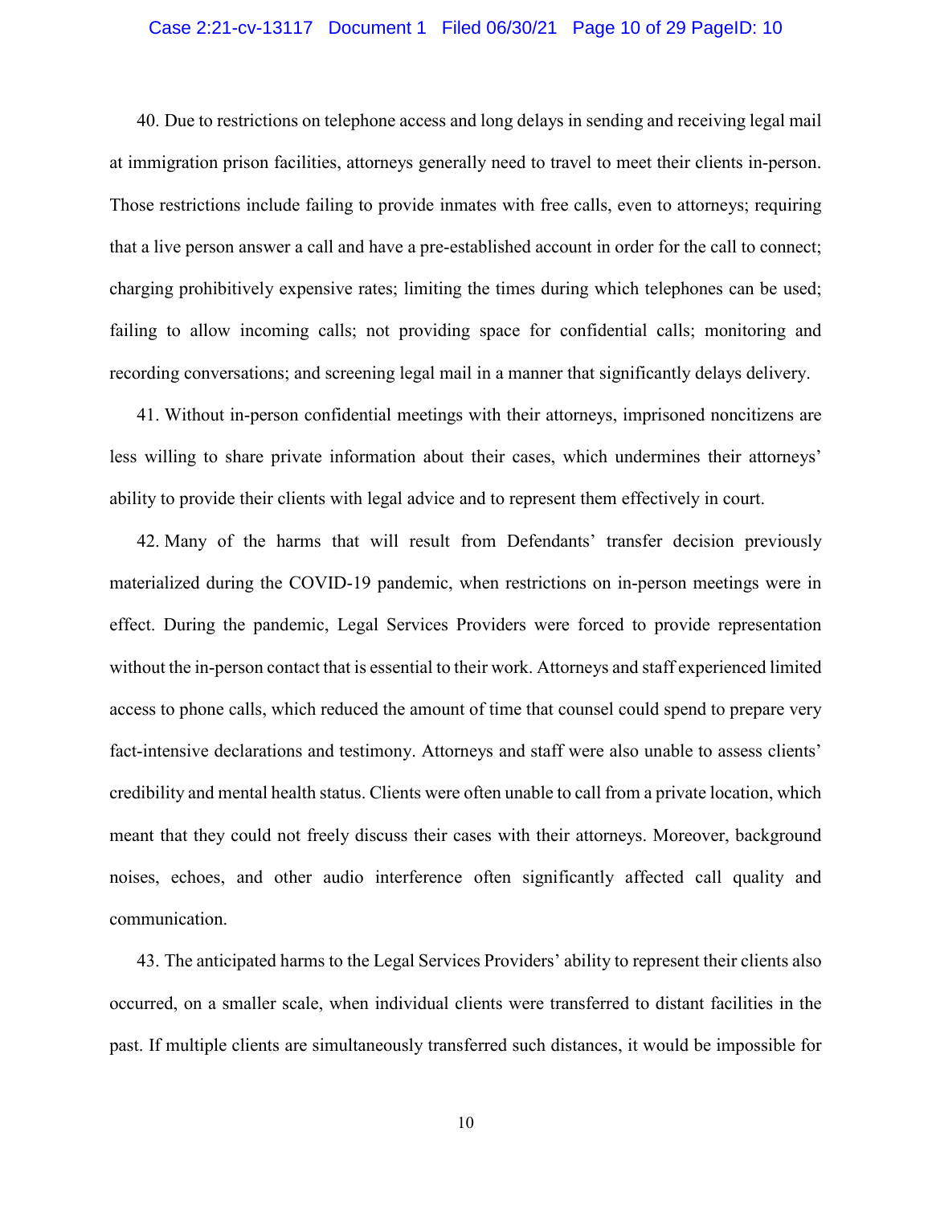40. Due to restrictions on telephone access and long delays in sending and receiving legal mail at immigration prison facilities, attorneys generally need to travel to meet their clients in-person. Those restrictions include failing to provide inmates with free calls, even to attorneys; requiring that a live person answer a call and have a pre-established account in order for the call to connect; charging prohibitively expensive rates; limiting the times during which telephones can be used; failing to allow incoming calls; not providing space for confidential calls; monitoring and recording conversations; and screening legal mail in a manner that significantly delays delivery.

41. Without in-person confidential meetings with their attorneys, imprisoned noncitizens are less willing to share private information about their cases, which undermines their attorneys' ability to provide their clients with legal advice and to represent them effectively in court.

42. Many of the harms that will result from Defendants' transfer decision previously materialized during the COVID-19 pandemic, when restrictions on in-person meetings were in effect. During the pandemic, Legal Services Providers were forced to provide representation without the in-person contact that is essential to their work. Attorneys and staff experienced limited access to phone calls, which reduced the amount of time that counsel could spend to prepare very fact-intensive declarations and testimony. Attorneys and staff were also unable to assess clients' credibility and mental health status. Clients were often unable to call from a private location, which meant that they could not freely discuss their cases with their attorneys. Moreover, background noises, echoes, and other audio interference often significantly affected call quality and communication.

43. The anticipated harms to the Legal Services Providers' ability to represent their clients also occurred, on a smaller scale, when individual clients were transferred to distant facilities in the past. If multiple clients are simultaneously transferred such distances, it would be impossible for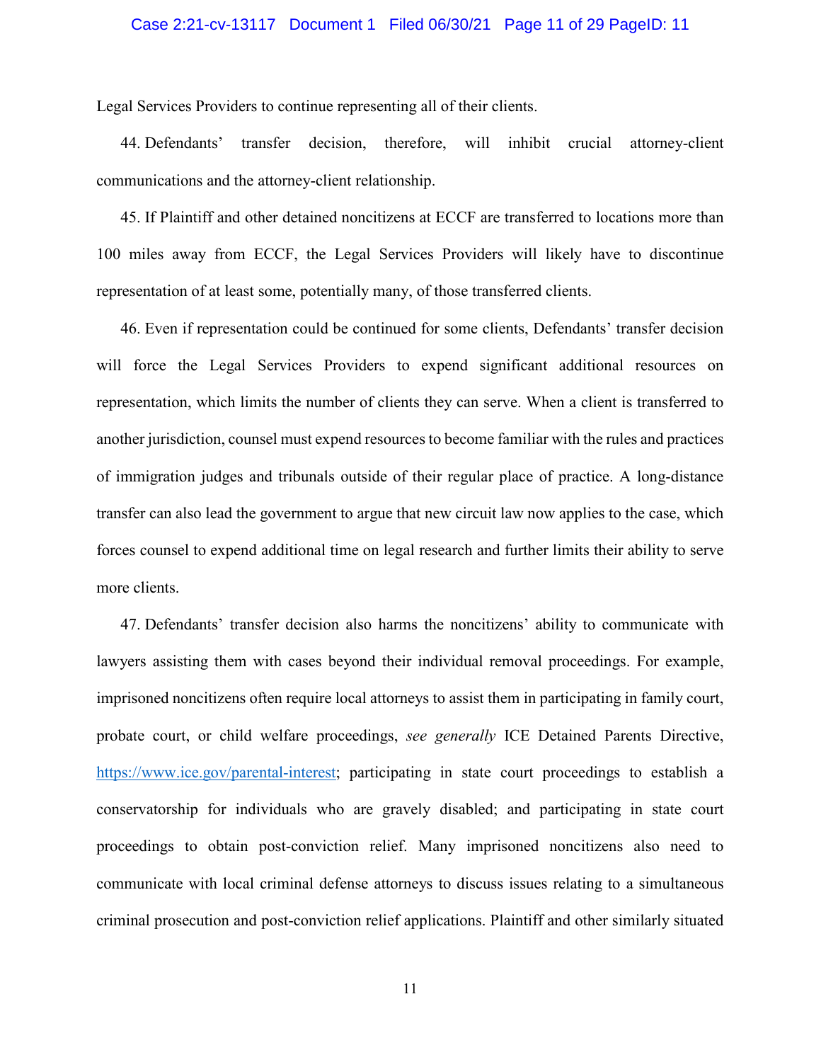Legal Services Providers to continue representing all of their clients.

44. Defendants' transfer decision, therefore, will inhibit crucial attorney-client communications and the attorney-client relationship.

45. If Plaintiff and other detained noncitizens at ECCF are transferred to locations more than 100 miles away from ECCF, the Legal Services Providers will likely have to discontinue representation of at least some, potentially many, of those transferred clients.

46. Even if representation could be continued for some clients, Defendants' transfer decision will force the Legal Services Providers to expend significant additional resources on representation, which limits the number of clients they can serve. When a client is transferred to another jurisdiction, counsel must expend resources to become familiar with the rules and practices of immigration judges and tribunals outside of their regular place of practice. A long-distance transfer can also lead the government to argue that new circuit law now applies to the case, which forces counsel to expend additional time on legal research and further limits their ability to serve more clients.

47. Defendants' transfer decision also harms the noncitizens' ability to communicate with lawyers assisting them with cases beyond their individual removal proceedings. For example, imprisoned noncitizens often require local attorneys to assist them in participating in family court, probate court, or child welfare proceedings, *see generally* ICE Detained Parents Directive, https://www.ice.gov/parental-interest; participating in state court proceedings to establish a conservatorship for individuals who are gravely disabled; and participating in state court proceedings to obtain post-conviction relief. Many imprisoned noncitizens also need to communicate with local criminal defense attorneys to discuss issues relating to a simultaneous criminal prosecution and post-conviction relief applications. Plaintiff and other similarly situated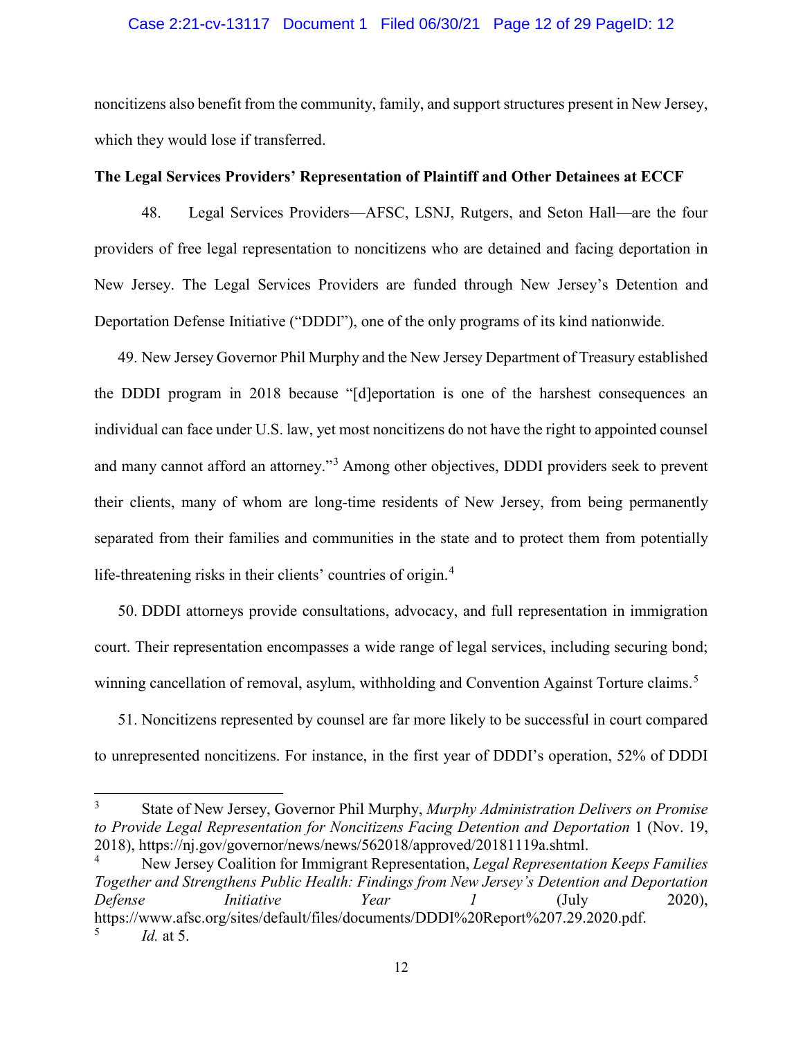noncitizens also benefit from the community, family, and support structures present in New Jersey, which they would lose if transferred.

**The Legal Services Providers' Representation of Plaintiff and Other Detainees at ECCF**

48. Legal Services Providers—AFSC, LSNJ, Rutgers, and Seton Hall—are the four providers of free legal representation to noncitizens who are detained and facing deportation in New Jersey. The Legal Services Providers are funded through New Jersey's Detention and Deportation Defense Initiative ("DDDI"), one of the only programs of its kind nationwide.

49. New Jersey Governor Phil Murphy and the New Jersey Department of Treasury established the DDDI program in 2018 because "[d]eportation is one of the harshest consequences an individual can face under U.S. law, yet most noncitizens do not have the right to appointed counsel and many cannot afford an attorney."[3] Among other objectives, DDDI providers seek to prevent their clients, many of whom are long-time residents of New Jersey, from being permanently separated from their families and communities in the state and to protect them from potentially life-threatening risks in their clients' countries of origin.[4]

50. DDDI attorneys provide consultations, advocacy, and full representation in immigration court. Their representation encompasses a wide range of legal services, including securing bond; winning cancellation of removal, asylum, withholding and Convention Against Torture claims.[5]

51. Noncitizens represented by counsel are far more likely to be successful in court compared to unrepresented noncitizens. For instance, in the first year of DDDI's operation, 52% of DDDI

---

[3] State of New Jersey, Governor Phil Murphy, *Murphy Administration Delivers on Promise to Provide Legal Representation for Noncitizens Facing Detention and Deportation* 1 (Nov. 19, 2018), https://nj.gov/governor/news/news/562018/approved/20181119a.shtml.

[4] New Jersey Coalition for Immigrant Representation, *Legal Representation Keeps Families Together and Strengthens Public Health: Findings from New Jersey's Detention and Deportation Defense Initiative Year 1* (July 2020), https://www.afsc.org/sites/default/files/documents/DDDI%20Report%207.29.2020.pdf.

[5] *Id.* at 5.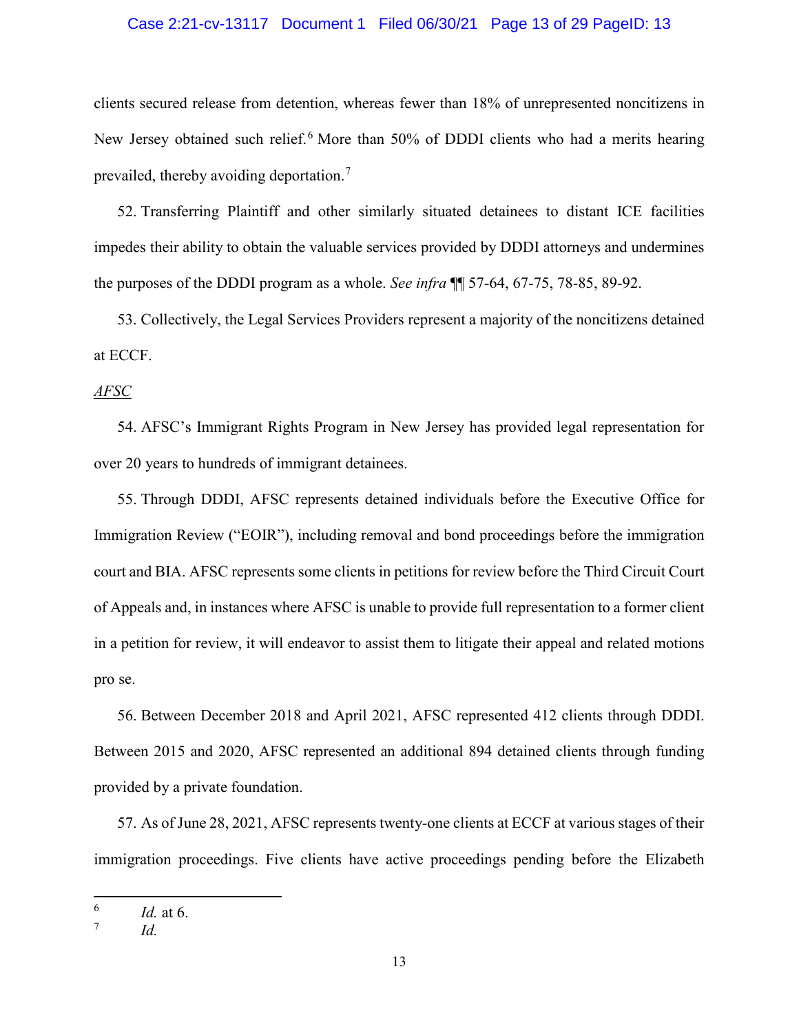clients secured release from detention, whereas fewer than 18% of unrepresented noncitizens in New Jersey obtained such relief.[6] More than 50% of DDDI clients who had a merits hearing prevailed, thereby avoiding deportation.[7]

52. Transferring Plaintiff and other similarly situated detainees to distant ICE facilities impedes their ability to obtain the valuable services provided by DDDI attorneys and undermines the purposes of the DDDI program as a whole. *See infra* ¶¶ 57-64, 67-75, 78-85, 89-92.

53. Collectively, the Legal Services Providers represent a majority of the noncitizens detained at ECCF.

*AFSC*

54. AFSC's Immigrant Rights Program in New Jersey has provided legal representation for over 20 years to hundreds of immigrant detainees.

55. Through DDDI, AFSC represents detained individuals before the Executive Office for Immigration Review ("EOIR"), including removal and bond proceedings before the immigration court and BIA. AFSC represents some clients in petitions for review before the Third Circuit Court of Appeals and, in instances where AFSC is unable to provide full representation to a former client in a petition for review, it will endeavor to assist them to litigate their appeal and related motions pro se.

56. Between December 2018 and April 2021, AFSC represented 412 clients through DDDI. Between 2015 and 2020, AFSC represented an additional 894 detained clients through funding provided by a private foundation.

57. As of June 28, 2021, AFSC represents twenty-one clients at ECCF at various stages of their immigration proceedings. Five clients have active proceedings pending before the Elizabeth

---

[6] *Id.* at 6.

[7] *Id.*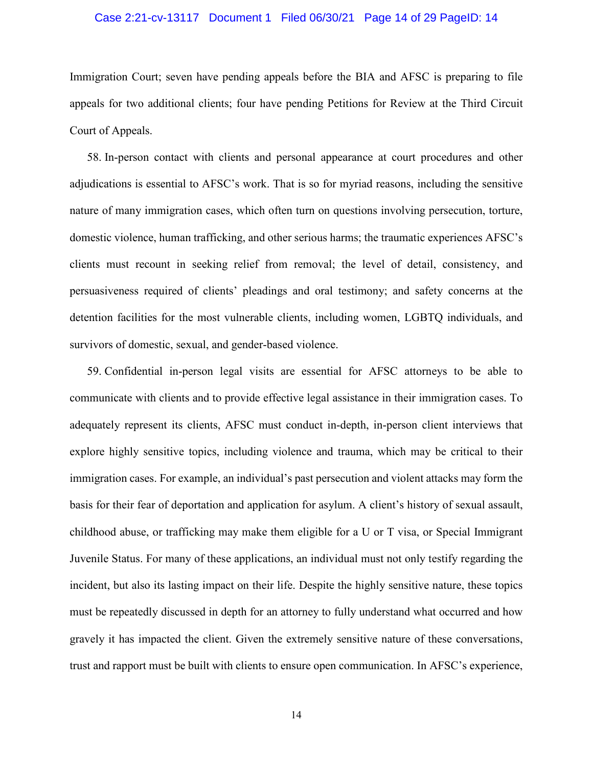Immigration Court; seven have pending appeals before the BIA and AFSC is preparing to file appeals for two additional clients; four have pending Petitions for Review at the Third Circuit Court of Appeals.

58. In-person contact with clients and personal appearance at court procedures and other adjudications is essential to AFSC's work. That is so for myriad reasons, including the sensitive nature of many immigration cases, which often turn on questions involving persecution, torture, domestic violence, human trafficking, and other serious harms; the traumatic experiences AFSC's clients must recount in seeking relief from removal; the level of detail, consistency, and persuasiveness required of clients' pleadings and oral testimony; and safety concerns at the detention facilities for the most vulnerable clients, including women, LGBTQ individuals, and survivors of domestic, sexual, and gender-based violence.

59. Confidential in-person legal visits are essential for AFSC attorneys to be able to communicate with clients and to provide effective legal assistance in their immigration cases. To adequately represent its clients, AFSC must conduct in-depth, in-person client interviews that explore highly sensitive topics, including violence and trauma, which may be critical to their immigration cases. For example, an individual's past persecution and violent attacks may form the basis for their fear of deportation and application for asylum. A client's history of sexual assault, childhood abuse, or trafficking may make them eligible for a U or T visa, or Special Immigrant Juvenile Status. For many of these applications, an individual must not only testify regarding the incident, but also its lasting impact on their life. Despite the highly sensitive nature, these topics must be repeatedly discussed in depth for an attorney to fully understand what occurred and how gravely it has impacted the client. Given the extremely sensitive nature of these conversations, trust and rapport must be built with clients to ensure open communication. In AFSC's experience,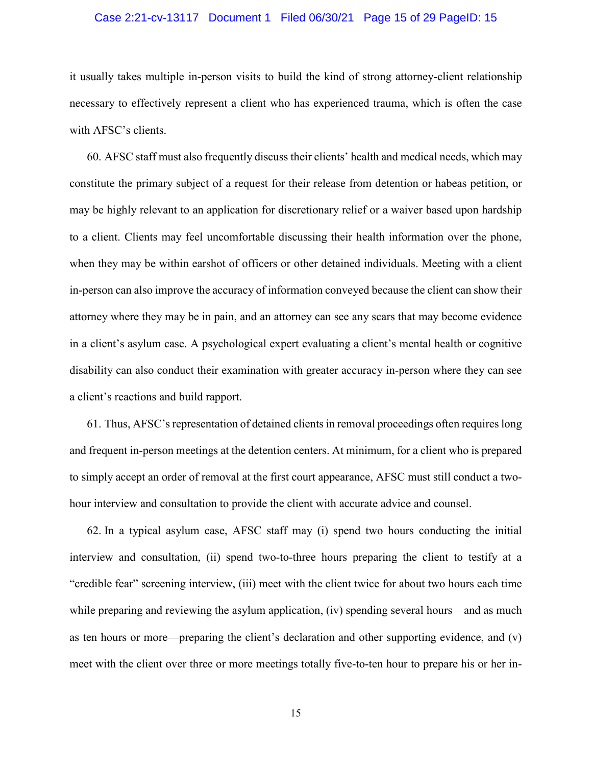it usually takes multiple in-person visits to build the kind of strong attorney-client relationship necessary to effectively represent a client who has experienced trauma, which is often the case with AFSC's clients.

60. AFSC staff must also frequently discuss their clients' health and medical needs, which may constitute the primary subject of a request for their release from detention or habeas petition, or may be highly relevant to an application for discretionary relief or a waiver based upon hardship to a client. Clients may feel uncomfortable discussing their health information over the phone, when they may be within earshot of officers or other detained individuals. Meeting with a client in-person can also improve the accuracy of information conveyed because the client can show their attorney where they may be in pain, and an attorney can see any scars that may become evidence in a client's asylum case. A psychological expert evaluating a client's mental health or cognitive disability can also conduct their examination with greater accuracy in-person where they can see a client's reactions and build rapport.

61. Thus, AFSC's representation of detained clients in removal proceedings often requires long and frequent in-person meetings at the detention centers. At minimum, for a client who is prepared to simply accept an order of removal at the first court appearance, AFSC must still conduct a two-hour interview and consultation to provide the client with accurate advice and counsel.

62. In a typical asylum case, AFSC staff may (i) spend two hours conducting the initial interview and consultation, (ii) spend two-to-three hours preparing the client to testify at a "credible fear" screening interview, (iii) meet with the client twice for about two hours each time while preparing and reviewing the asylum application, (iv) spending several hours—and as much as ten hours or more—preparing the client's declaration and other supporting evidence, and (v) meet with the client over three or more meetings totally five-to-ten hour to prepare his or her in-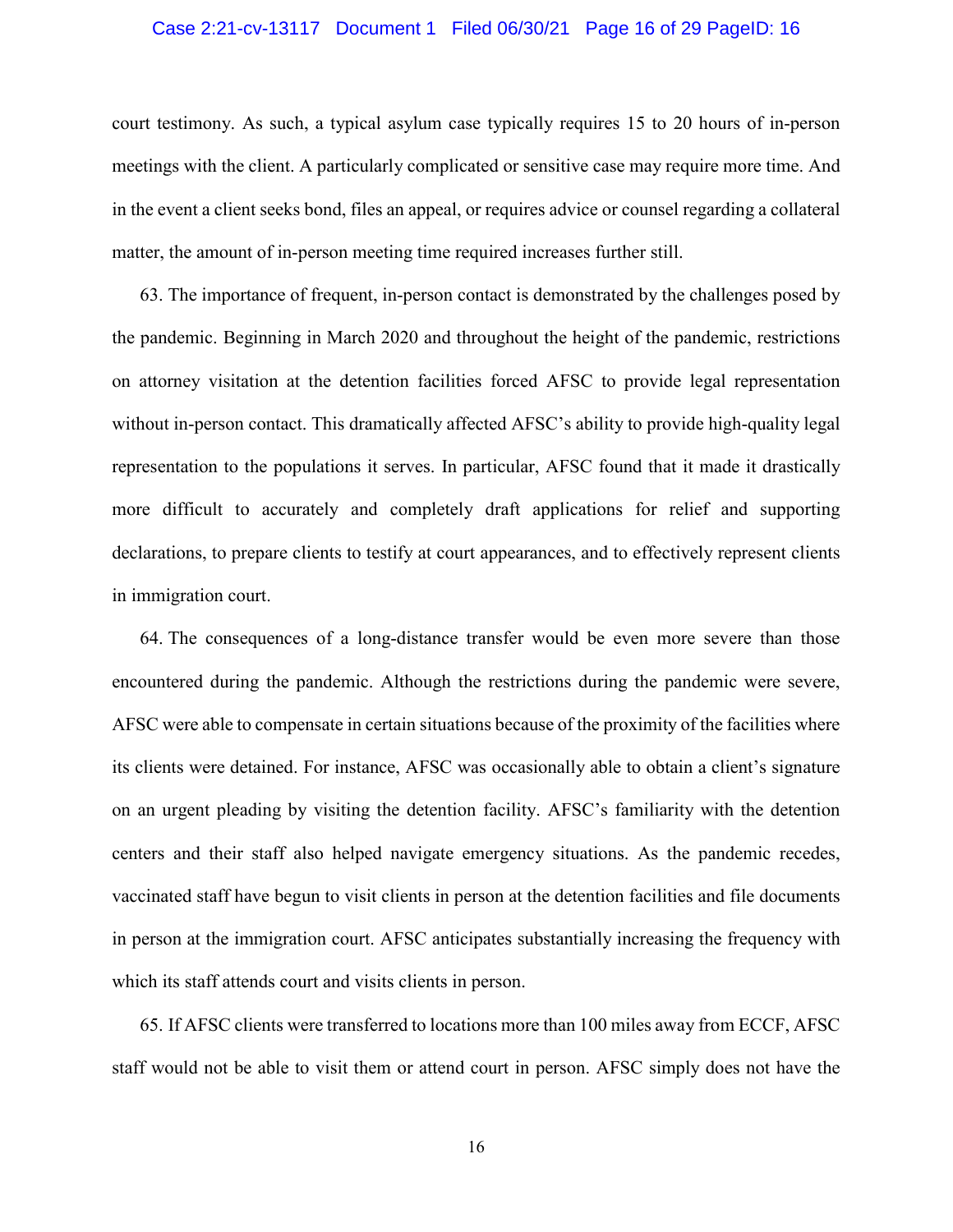court testimony. As such, a typical asylum case typically requires 15 to 20 hours of in-person meetings with the client. A particularly complicated or sensitive case may require more time. And in the event a client seeks bond, files an appeal, or requires advice or counsel regarding a collateral matter, the amount of in-person meeting time required increases further still.

63. The importance of frequent, in-person contact is demonstrated by the challenges posed by the pandemic. Beginning in March 2020 and throughout the height of the pandemic, restrictions on attorney visitation at the detention facilities forced AFSC to provide legal representation without in-person contact. This dramatically affected AFSC's ability to provide high-quality legal representation to the populations it serves. In particular, AFSC found that it made it drastically more difficult to accurately and completely draft applications for relief and supporting declarations, to prepare clients to testify at court appearances, and to effectively represent clients in immigration court.

64. The consequences of a long-distance transfer would be even more severe than those encountered during the pandemic. Although the restrictions during the pandemic were severe, AFSC were able to compensate in certain situations because of the proximity of the facilities where its clients were detained. For instance, AFSC was occasionally able to obtain a client's signature on an urgent pleading by visiting the detention facility. AFSC's familiarity with the detention centers and their staff also helped navigate emergency situations. As the pandemic recedes, vaccinated staff have begun to visit clients in person at the detention facilities and file documents in person at the immigration court. AFSC anticipates substantially increasing the frequency with which its staff attends court and visits clients in person.

65. If AFSC clients were transferred to locations more than 100 miles away from ECCF, AFSC staff would not be able to visit them or attend court in person. AFSC simply does not have the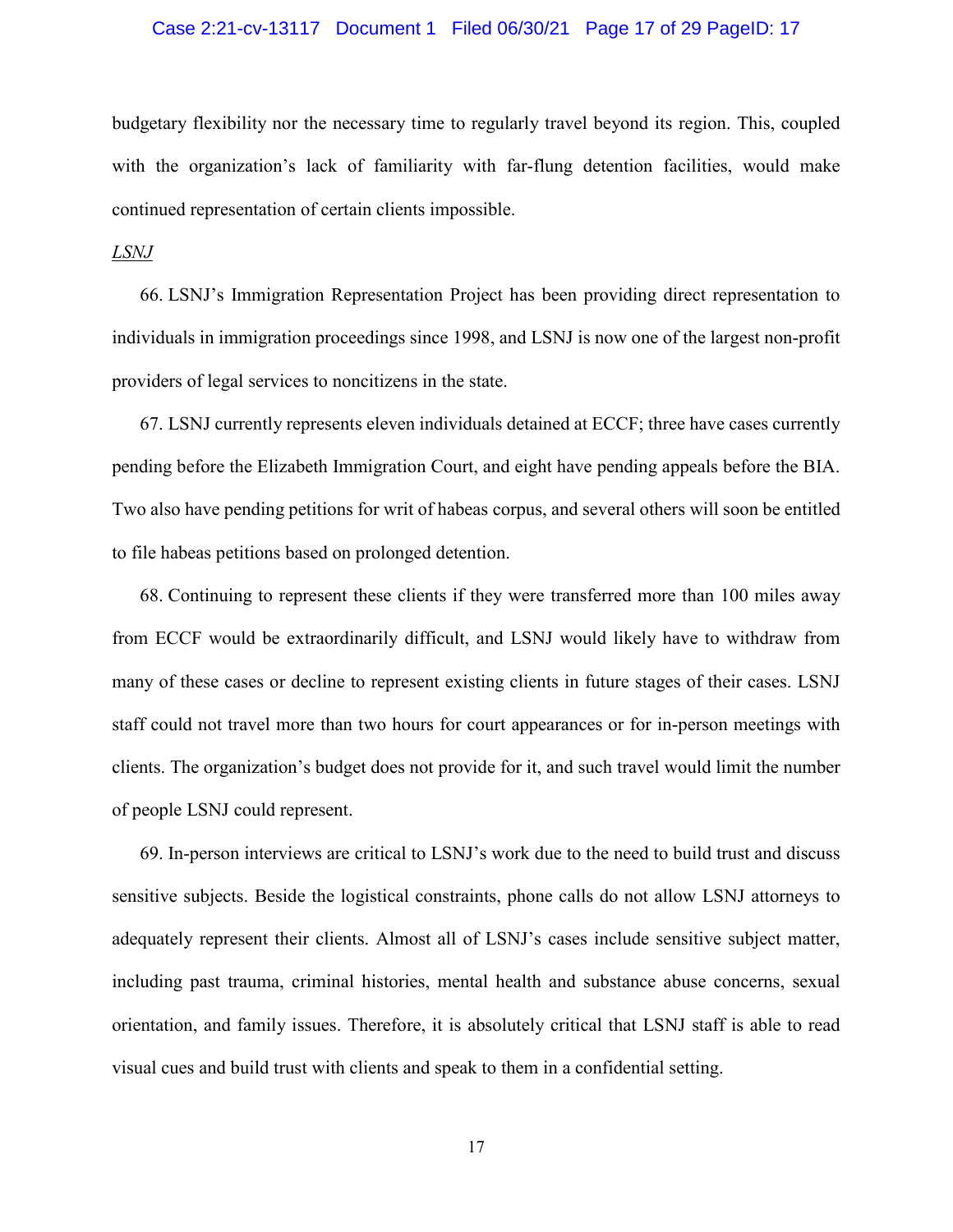budgetary flexibility nor the necessary time to regularly travel beyond its region. This, coupled with the organization's lack of familiarity with far-flung detention facilities, would make continued representation of certain clients impossible.

*LSNJ*

66. LSNJ's Immigration Representation Project has been providing direct representation to individuals in immigration proceedings since 1998, and LSNJ is now one of the largest non-profit providers of legal services to noncitizens in the state.

67. LSNJ currently represents eleven individuals detained at ECCF; three have cases currently pending before the Elizabeth Immigration Court, and eight have pending appeals before the BIA. Two also have pending petitions for writ of habeas corpus, and several others will soon be entitled to file habeas petitions based on prolonged detention.

68. Continuing to represent these clients if they were transferred more than 100 miles away from ECCF would be extraordinarily difficult, and LSNJ would likely have to withdraw from many of these cases or decline to represent existing clients in future stages of their cases. LSNJ staff could not travel more than two hours for court appearances or for in-person meetings with clients. The organization's budget does not provide for it, and such travel would limit the number of people LSNJ could represent.

69. In-person interviews are critical to LSNJ's work due to the need to build trust and discuss sensitive subjects. Beside the logistical constraints, phone calls do not allow LSNJ attorneys to adequately represent their clients. Almost all of LSNJ's cases include sensitive subject matter, including past trauma, criminal histories, mental health and substance abuse concerns, sexual orientation, and family issues. Therefore, it is absolutely critical that LSNJ staff is able to read visual cues and build trust with clients and speak to them in a confidential setting.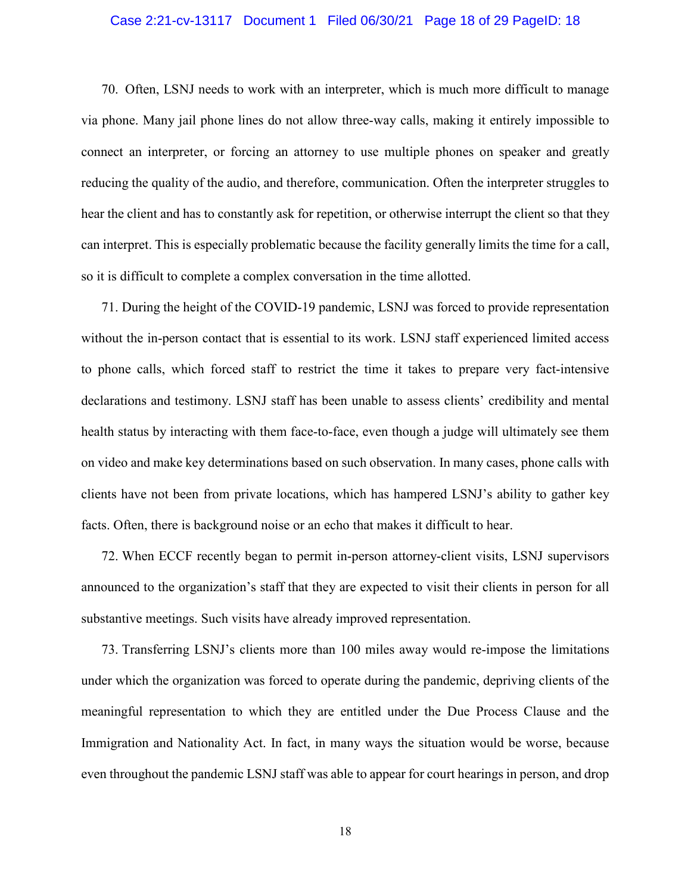70. Often, LSNJ needs to work with an interpreter, which is much more difficult to manage via phone. Many jail phone lines do not allow three-way calls, making it entirely impossible to connect an interpreter, or forcing an attorney to use multiple phones on speaker and greatly reducing the quality of the audio, and therefore, communication. Often the interpreter struggles to hear the client and has to constantly ask for repetition, or otherwise interrupt the client so that they can interpret. This is especially problematic because the facility generally limits the time for a call, so it is difficult to complete a complex conversation in the time allotted.

71. During the height of the COVID-19 pandemic, LSNJ was forced to provide representation without the in-person contact that is essential to its work. LSNJ staff experienced limited access to phone calls, which forced staff to restrict the time it takes to prepare very fact-intensive declarations and testimony. LSNJ staff has been unable to assess clients' credibility and mental health status by interacting with them face-to-face, even though a judge will ultimately see them on video and make key determinations based on such observation. In many cases, phone calls with clients have not been from private locations, which has hampered LSNJ's ability to gather key facts. Often, there is background noise or an echo that makes it difficult to hear.

72. When ECCF recently began to permit in-person attorney-client visits, LSNJ supervisors announced to the organization's staff that they are expected to visit their clients in person for all substantive meetings. Such visits have already improved representation.

73. Transferring LSNJ's clients more than 100 miles away would re-impose the limitations under which the organization was forced to operate during the pandemic, depriving clients of the meaningful representation to which they are entitled under the Due Process Clause and the Immigration and Nationality Act. In fact, in many ways the situation would be worse, because even throughout the pandemic LSNJ staff was able to appear for court hearings in person, and drop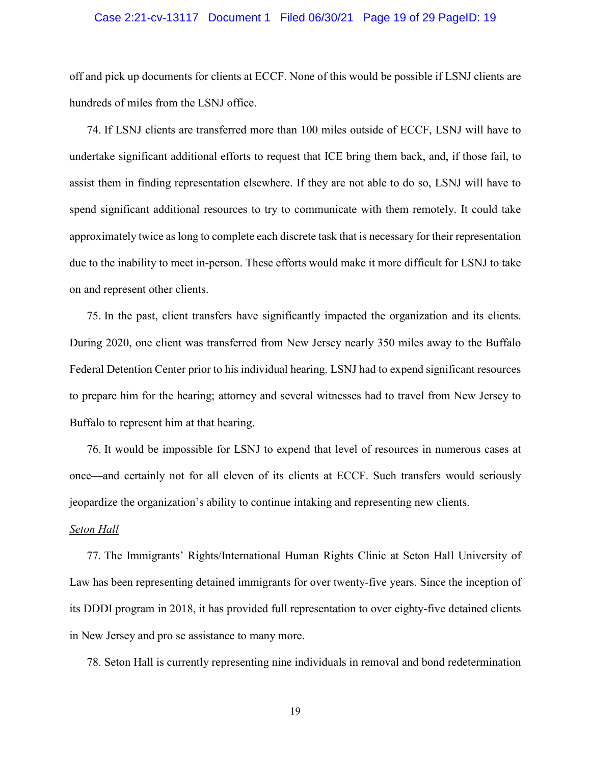off and pick up documents for clients at ECCF. None of this would be possible if LSNJ clients are hundreds of miles from the LSNJ office.

74. If LSNJ clients are transferred more than 100 miles outside of ECCF, LSNJ will have to undertake significant additional efforts to request that ICE bring them back, and, if those fail, to assist them in finding representation elsewhere. If they are not able to do so, LSNJ will have to spend significant additional resources to try to communicate with them remotely. It could take approximately twice as long to complete each discrete task that is necessary for their representation due to the inability to meet in-person. These efforts would make it more difficult for LSNJ to take on and represent other clients.

75. In the past, client transfers have significantly impacted the organization and its clients. During 2020, one client was transferred from New Jersey nearly 350 miles away to the Buffalo Federal Detention Center prior to his individual hearing. LSNJ had to expend significant resources to prepare him for the hearing; attorney and several witnesses had to travel from New Jersey to Buffalo to represent him at that hearing.

76. It would be impossible for LSNJ to expend that level of resources in numerous cases at once—and certainly not for all eleven of its clients at ECCF. Such transfers would seriously jeopardize the organization's ability to continue intaking and representing new clients.

<u>Seton Hall</u>

77. The Immigrants' Rights/International Human Rights Clinic at Seton Hall University of Law has been representing detained immigrants for over twenty-five years. Since the inception of its DDDI program in 2018, it has provided full representation to over eighty-five detained clients in New Jersey and pro se assistance to many more.

78. Seton Hall is currently representing nine individuals in removal and bond redetermination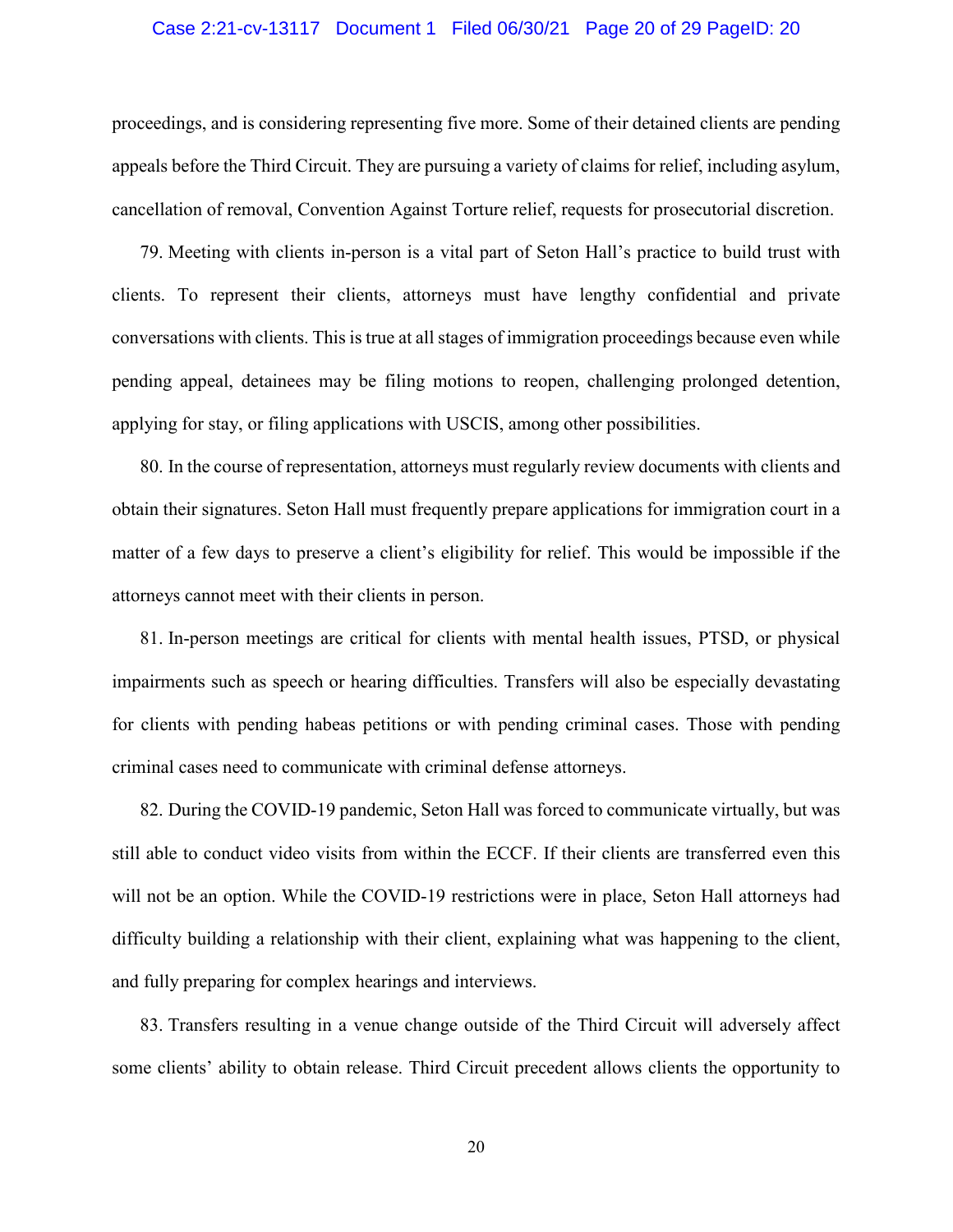proceedings, and is considering representing five more. Some of their detained clients are pending appeals before the Third Circuit. They are pursuing a variety of claims for relief, including asylum, cancellation of removal, Convention Against Torture relief, requests for prosecutorial discretion.

79. Meeting with clients in-person is a vital part of Seton Hall's practice to build trust with clients. To represent their clients, attorneys must have lengthy confidential and private conversations with clients. This is true at all stages of immigration proceedings because even while pending appeal, detainees may be filing motions to reopen, challenging prolonged detention, applying for stay, or filing applications with USCIS, among other possibilities.

80. In the course of representation, attorneys must regularly review documents with clients and obtain their signatures. Seton Hall must frequently prepare applications for immigration court in a matter of a few days to preserve a client's eligibility for relief. This would be impossible if the attorneys cannot meet with their clients in person.

81. In-person meetings are critical for clients with mental health issues, PTSD, or physical impairments such as speech or hearing difficulties. Transfers will also be especially devastating for clients with pending habeas petitions or with pending criminal cases. Those with pending criminal cases need to communicate with criminal defense attorneys.

82. During the COVID-19 pandemic, Seton Hall was forced to communicate virtually, but was still able to conduct video visits from within the ECCF. If their clients are transferred even this will not be an option. While the COVID-19 restrictions were in place, Seton Hall attorneys had difficulty building a relationship with their client, explaining what was happening to the client, and fully preparing for complex hearings and interviews.

83. Transfers resulting in a venue change outside of the Third Circuit will adversely affect some clients' ability to obtain release. Third Circuit precedent allows clients the opportunity to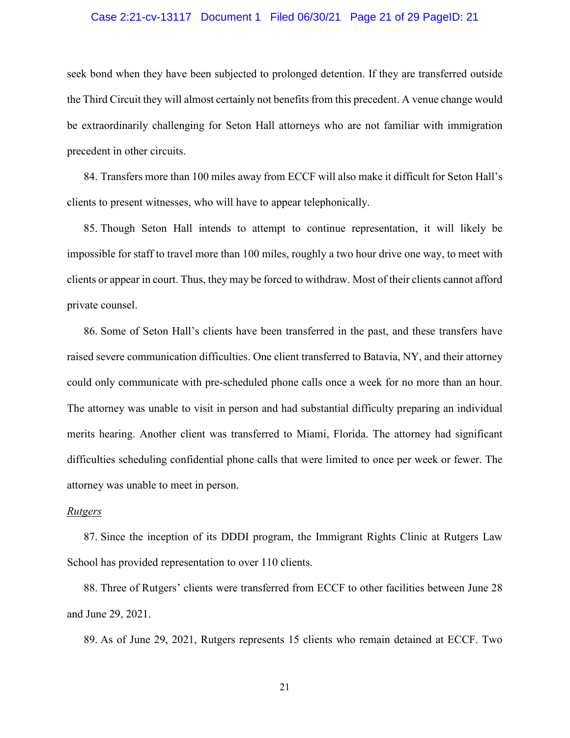seek bond when they have been subjected to prolonged detention. If they are transferred outside the Third Circuit they will almost certainly not benefits from this precedent. A venue change would be extraordinarily challenging for Seton Hall attorneys who are not familiar with immigration precedent in other circuits.

84. Transfers more than 100 miles away from ECCF will also make it difficult for Seton Hall's clients to present witnesses, who will have to appear telephonically.

85. Though Seton Hall intends to attempt to continue representation, it will likely be impossible for staff to travel more than 100 miles, roughly a two hour drive one way, to meet with clients or appear in court. Thus, they may be forced to withdraw. Most of their clients cannot afford private counsel.

86. Some of Seton Hall's clients have been transferred in the past, and these transfers have raised severe communication difficulties. One client transferred to Batavia, NY, and their attorney could only communicate with pre-scheduled phone calls once a week for no more than an hour. The attorney was unable to visit in person and had substantial difficulty preparing an individual merits hearing. Another client was transferred to Miami, Florida. The attorney had significant difficulties scheduling confidential phone calls that were limited to once per week or fewer. The attorney was unable to meet in person.

*Rutgers*

87. Since the inception of its DDDI program, the Immigrant Rights Clinic at Rutgers Law School has provided representation to over 110 clients.

88. Three of Rutgers' clients were transferred from ECCF to other facilities between June 28 and June 29, 2021.

89. As of June 29, 2021, Rutgers represents 15 clients who remain detained at ECCF. Two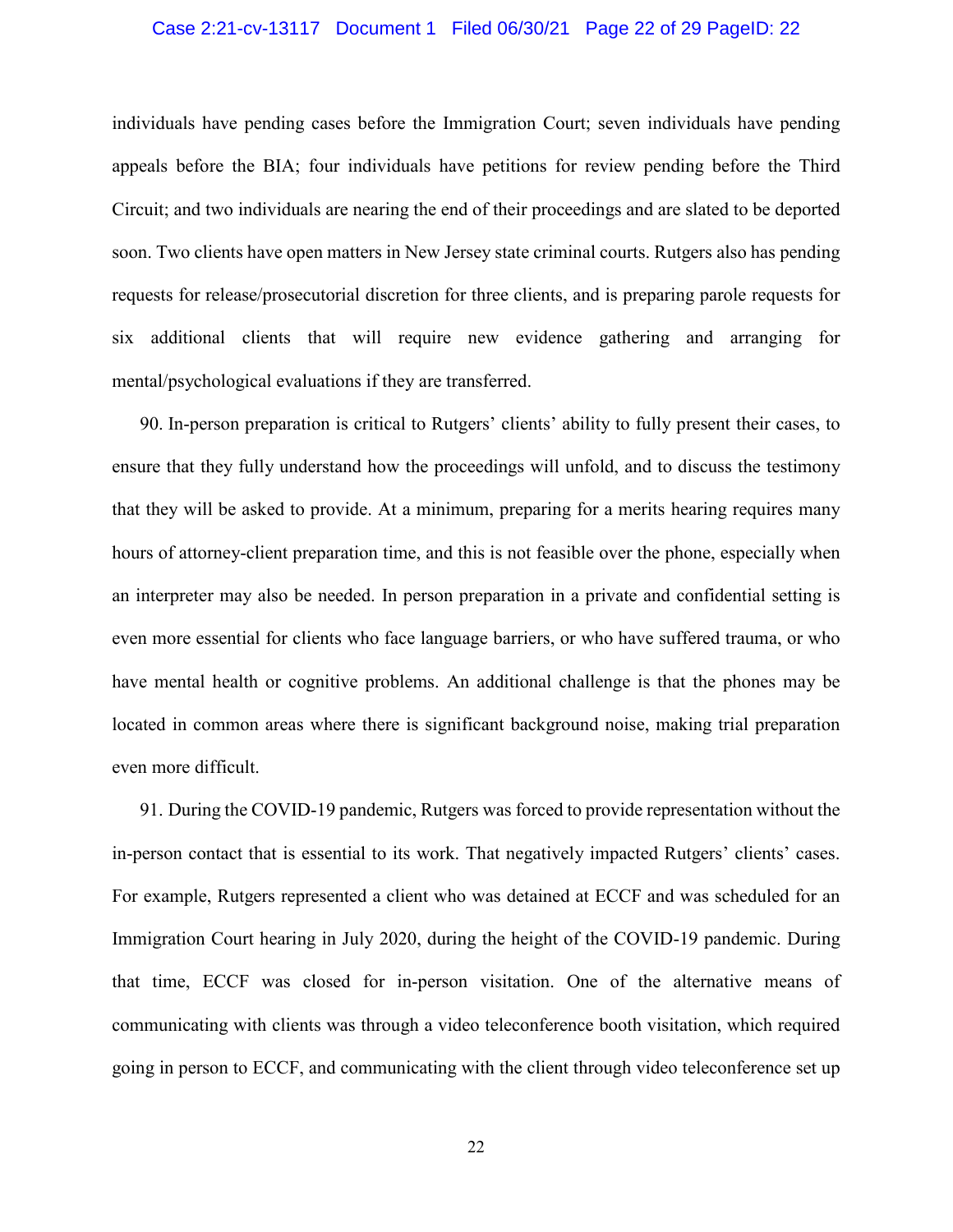individuals have pending cases before the Immigration Court; seven individuals have pending appeals before the BIA; four individuals have petitions for review pending before the Third Circuit; and two individuals are nearing the end of their proceedings and are slated to be deported soon. Two clients have open matters in New Jersey state criminal courts. Rutgers also has pending requests for release/prosecutorial discretion for three clients, and is preparing parole requests for six additional clients that will require new evidence gathering and arranging for mental/psychological evaluations if they are transferred.

90. In-person preparation is critical to Rutgers' clients' ability to fully present their cases, to ensure that they fully understand how the proceedings will unfold, and to discuss the testimony that they will be asked to provide. At a minimum, preparing for a merits hearing requires many hours of attorney-client preparation time, and this is not feasible over the phone, especially when an interpreter may also be needed. In person preparation in a private and confidential setting is even more essential for clients who face language barriers, or who have suffered trauma, or who have mental health or cognitive problems. An additional challenge is that the phones may be located in common areas where there is significant background noise, making trial preparation even more difficult.

91. During the COVID-19 pandemic, Rutgers was forced to provide representation without the in-person contact that is essential to its work. That negatively impacted Rutgers' clients' cases. For example, Rutgers represented a client who was detained at ECCF and was scheduled for an Immigration Court hearing in July 2020, during the height of the COVID-19 pandemic. During that time, ECCF was closed for in-person visitation. One of the alternative means of communicating with clients was through a video teleconference booth visitation, which required going in person to ECCF, and communicating with the client through video teleconference set up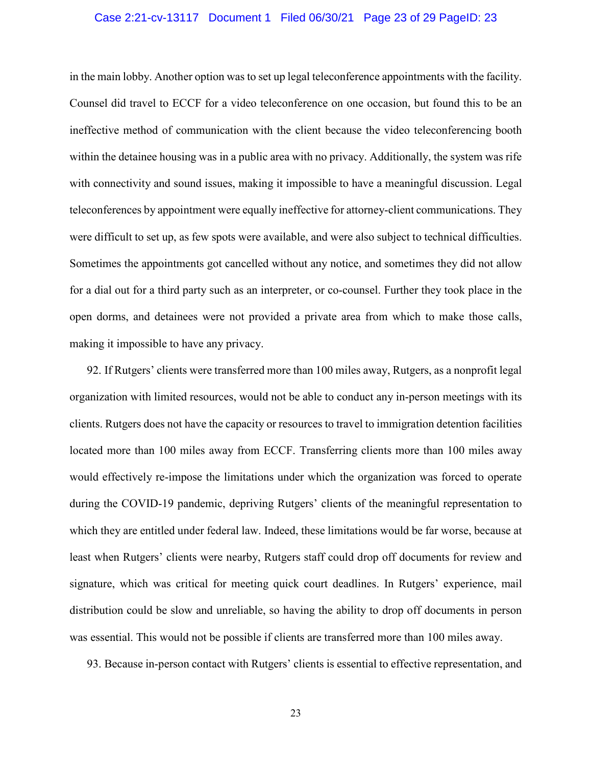in the main lobby. Another option was to set up legal teleconference appointments with the facility. Counsel did travel to ECCF for a video teleconference on one occasion, but found this to be an ineffective method of communication with the client because the video teleconferencing booth within the detainee housing was in a public area with no privacy. Additionally, the system was rife with connectivity and sound issues, making it impossible to have a meaningful discussion. Legal teleconferences by appointment were equally ineffective for attorney-client communications. They were difficult to set up, as few spots were available, and were also subject to technical difficulties. Sometimes the appointments got cancelled without any notice, and sometimes they did not allow for a dial out for a third party such as an interpreter, or co-counsel. Further they took place in the open dorms, and detainees were not provided a private area from which to make those calls, making it impossible to have any privacy.

92. If Rutgers' clients were transferred more than 100 miles away, Rutgers, as a nonprofit legal organization with limited resources, would not be able to conduct any in-person meetings with its clients. Rutgers does not have the capacity or resources to travel to immigration detention facilities located more than 100 miles away from ECCF. Transferring clients more than 100 miles away would effectively re-impose the limitations under which the organization was forced to operate during the COVID-19 pandemic, depriving Rutgers' clients of the meaningful representation to which they are entitled under federal law. Indeed, these limitations would be far worse, because at least when Rutgers' clients were nearby, Rutgers staff could drop off documents for review and signature, which was critical for meeting quick court deadlines. In Rutgers' experience, mail distribution could be slow and unreliable, so having the ability to drop off documents in person was essential. This would not be possible if clients are transferred more than 100 miles away.

93. Because in-person contact with Rutgers' clients is essential to effective representation, and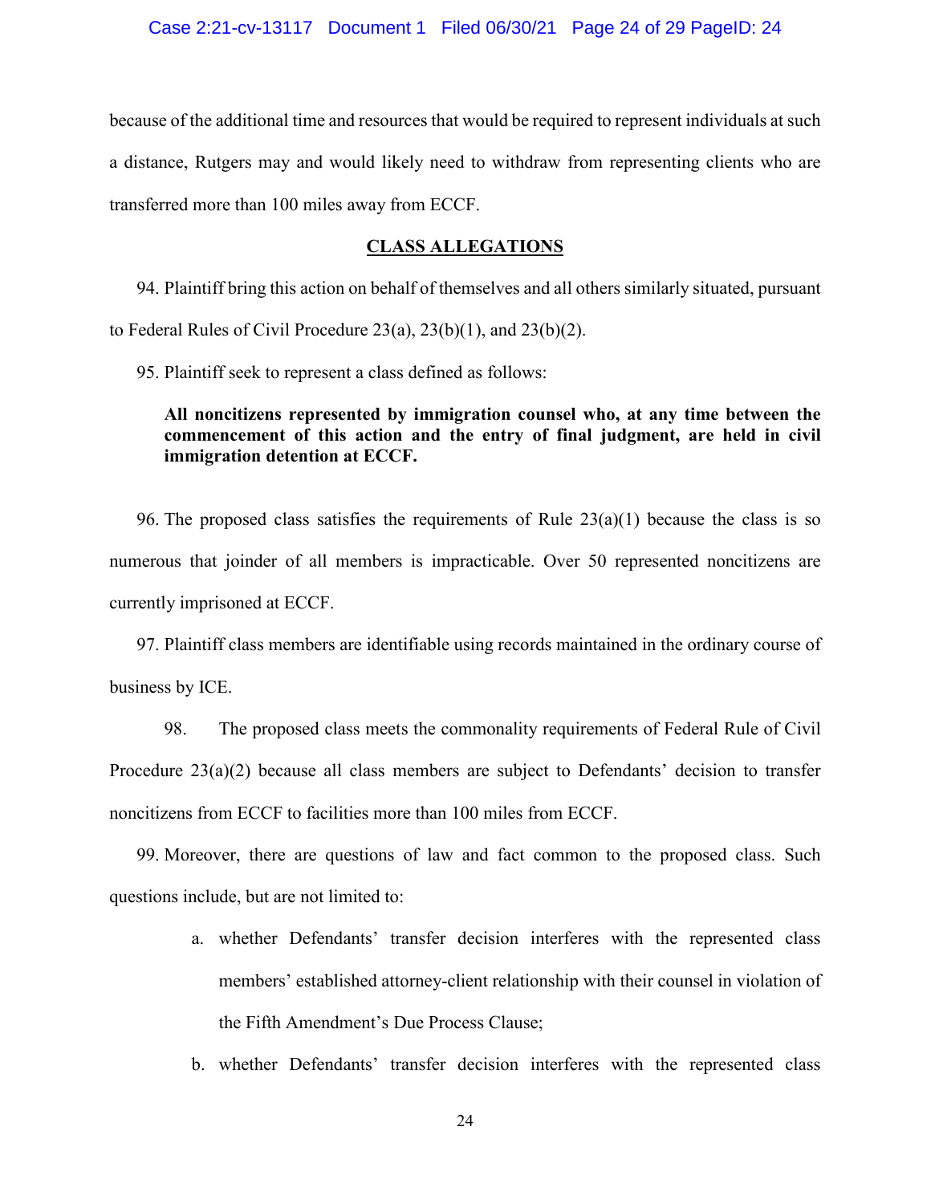because of the additional time and resources that would be required to represent individuals at such a distance, Rutgers may and would likely need to withdraw from representing clients who are transferred more than 100 miles away from ECCF.

## CLASS ALLEGATIONS

94. Plaintiff bring this action on behalf of themselves and all others similarly situated, pursuant to Federal Rules of Civil Procedure 23(a), 23(b)(1), and 23(b)(2).

95. Plaintiff seek to represent a class defined as follows:

> **All noncitizens represented by immigration counsel who, at any time between the commencement of this action and the entry of final judgment, are held in civil immigration detention at ECCF.**

96. The proposed class satisfies the requirements of Rule 23(a)(1) because the class is so numerous that joinder of all members is impracticable. Over 50 represented noncitizens are currently imprisoned at ECCF.

97. Plaintiff class members are identifiable using records maintained in the ordinary course of business by ICE.

98. The proposed class meets the commonality requirements of Federal Rule of Civil Procedure 23(a)(2) because all class members are subject to Defendants' decision to transfer noncitizens from ECCF to facilities more than 100 miles from ECCF.

99. Moreover, there are questions of law and fact common to the proposed class. Such questions include, but are not limited to:

a. whether Defendants' transfer decision interferes with the represented class members' established attorney-client relationship with their counsel in violation of the Fifth Amendment's Due Process Clause;

b. whether Defendants' transfer decision interferes with the represented class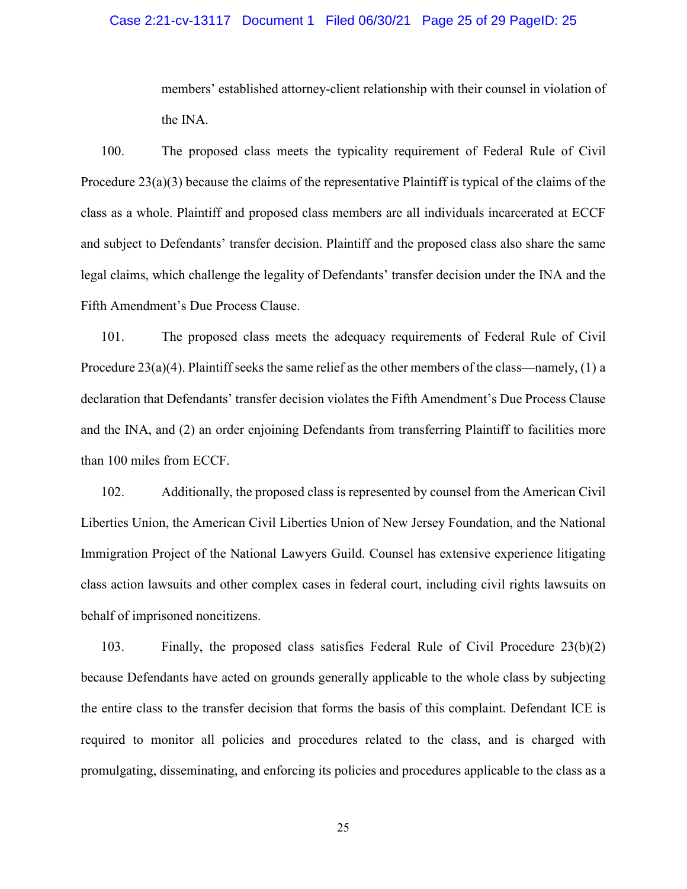members' established attorney-client relationship with their counsel in violation of the INA.

100. The proposed class meets the typicality requirement of Federal Rule of Civil Procedure 23(a)(3) because the claims of the representative Plaintiff is typical of the claims of the class as a whole. Plaintiff and proposed class members are all individuals incarcerated at ECCF and subject to Defendants' transfer decision. Plaintiff and the proposed class also share the same legal claims, which challenge the legality of Defendants' transfer decision under the INA and the Fifth Amendment's Due Process Clause.

101. The proposed class meets the adequacy requirements of Federal Rule of Civil Procedure 23(a)(4). Plaintiff seeks the same relief as the other members of the class—namely, (1) a declaration that Defendants' transfer decision violates the Fifth Amendment's Due Process Clause and the INA, and (2) an order enjoining Defendants from transferring Plaintiff to facilities more than 100 miles from ECCF.

102. Additionally, the proposed class is represented by counsel from the American Civil Liberties Union, the American Civil Liberties Union of New Jersey Foundation, and the National Immigration Project of the National Lawyers Guild. Counsel has extensive experience litigating class action lawsuits and other complex cases in federal court, including civil rights lawsuits on behalf of imprisoned noncitizens.

103. Finally, the proposed class satisfies Federal Rule of Civil Procedure 23(b)(2) because Defendants have acted on grounds generally applicable to the whole class by subjecting the entire class to the transfer decision that forms the basis of this complaint. Defendant ICE is required to monitor all policies and procedures related to the class, and is charged with promulgating, disseminating, and enforcing its policies and procedures applicable to the class as a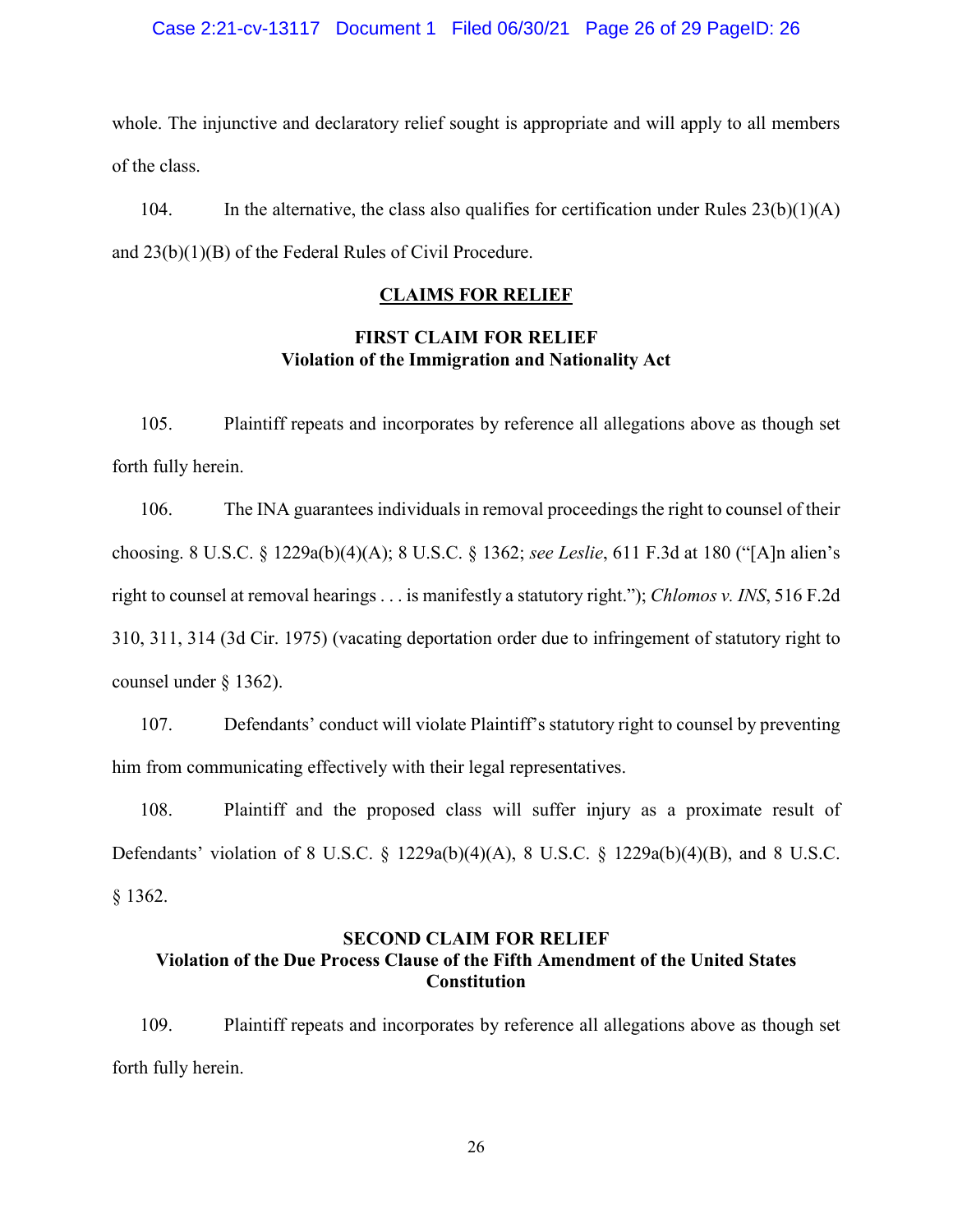whole. The injunctive and declaratory relief sought is appropriate and will apply to all members of the class.

104. In the alternative, the class also qualifies for certification under Rules 23(b)(1)(A) and 23(b)(1)(B) of the Federal Rules of Civil Procedure.

## CLAIMS FOR RELIEF

### FIRST CLAIM FOR RELIEF
### Violation of the Immigration and Nationality Act

105. Plaintiff repeats and incorporates by reference all allegations above as though set forth fully herein.

106. The INA guarantees individuals in removal proceedings the right to counsel of their choosing. 8 U.S.C. § 1229a(b)(4)(A); 8 U.S.C. § 1362; *see Leslie*, 611 F.3d at 180 ("[A]n alien's right to counsel at removal hearings . . . is manifestly a statutory right."); *Chlomos v. INS*, 516 F.2d 310, 311, 314 (3d Cir. 1975) (vacating deportation order due to infringement of statutory right to counsel under § 1362).

107. Defendants' conduct will violate Plaintiff's statutory right to counsel by preventing him from communicating effectively with their legal representatives.

108. Plaintiff and the proposed class will suffer injury as a proximate result of Defendants' violation of 8 U.S.C. § 1229a(b)(4)(A), 8 U.S.C. § 1229a(b)(4)(B), and 8 U.S.C. § 1362.

### SECOND CLAIM FOR RELIEF
### Violation of the Due Process Clause of the Fifth Amendment of the United States Constitution

109. Plaintiff repeats and incorporates by reference all allegations above as though set forth fully herein.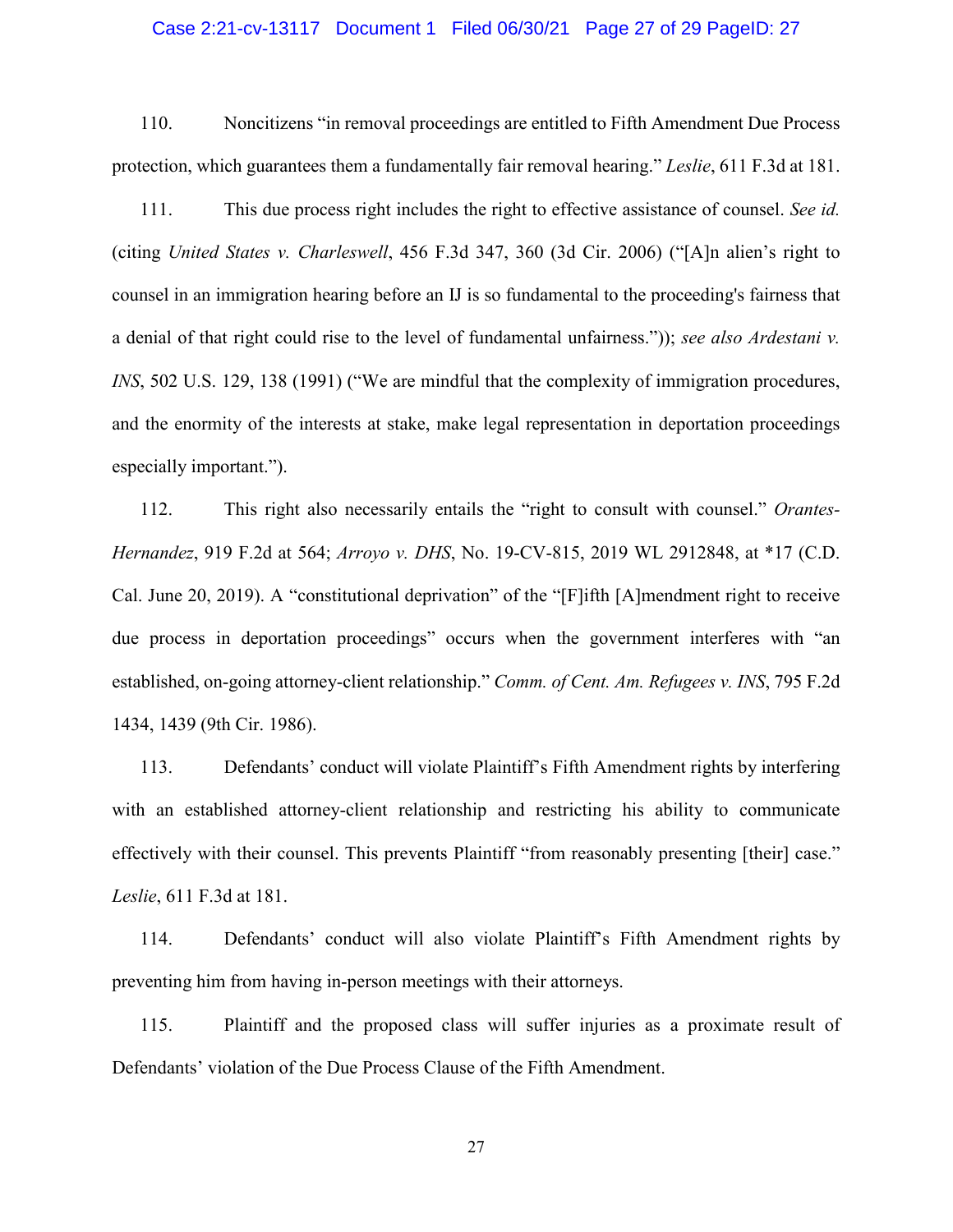110. Noncitizens "in removal proceedings are entitled to Fifth Amendment Due Process protection, which guarantees them a fundamentally fair removal hearing." *Leslie*, 611 F.3d at 181.

111. This due process right includes the right to effective assistance of counsel. *See id.* (citing *United States v. Charleswell*, 456 F.3d 347, 360 (3d Cir. 2006) ("[A]n alien's right to counsel in an immigration hearing before an IJ is so fundamental to the proceeding's fairness that a denial of that right could rise to the level of fundamental unfairness.")); *see also Ardestani v. INS*, 502 U.S. 129, 138 (1991) ("We are mindful that the complexity of immigration procedures, and the enormity of the interests at stake, make legal representation in deportation proceedings especially important.").

112. This right also necessarily entails the "right to consult with counsel." *Orantes-Hernandez*, 919 F.2d at 564; *Arroyo v. DHS*, No. 19-CV-815, 2019 WL 2912848, at *17 (C.D. Cal. June 20, 2019). A "constitutional deprivation" of the "[F]ifth [A]mendment right to receive due process in deportation proceedings" occurs when the government interferes with "an established, on-going attorney-client relationship." *Comm. of Cent. Am. Refugees v. INS*, 795 F.2d 1434, 1439 (9th Cir. 1986).

113. Defendants' conduct will violate Plaintiff's Fifth Amendment rights by interfering with an established attorney-client relationship and restricting his ability to communicate effectively with their counsel. This prevents Plaintiff "from reasonably presenting [their] case." *Leslie*, 611 F.3d at 181.

114. Defendants' conduct will also violate Plaintiff's Fifth Amendment rights by preventing him from having in-person meetings with their attorneys.

115. Plaintiff and the proposed class will suffer injuries as a proximate result of Defendants' violation of the Due Process Clause of the Fifth Amendment.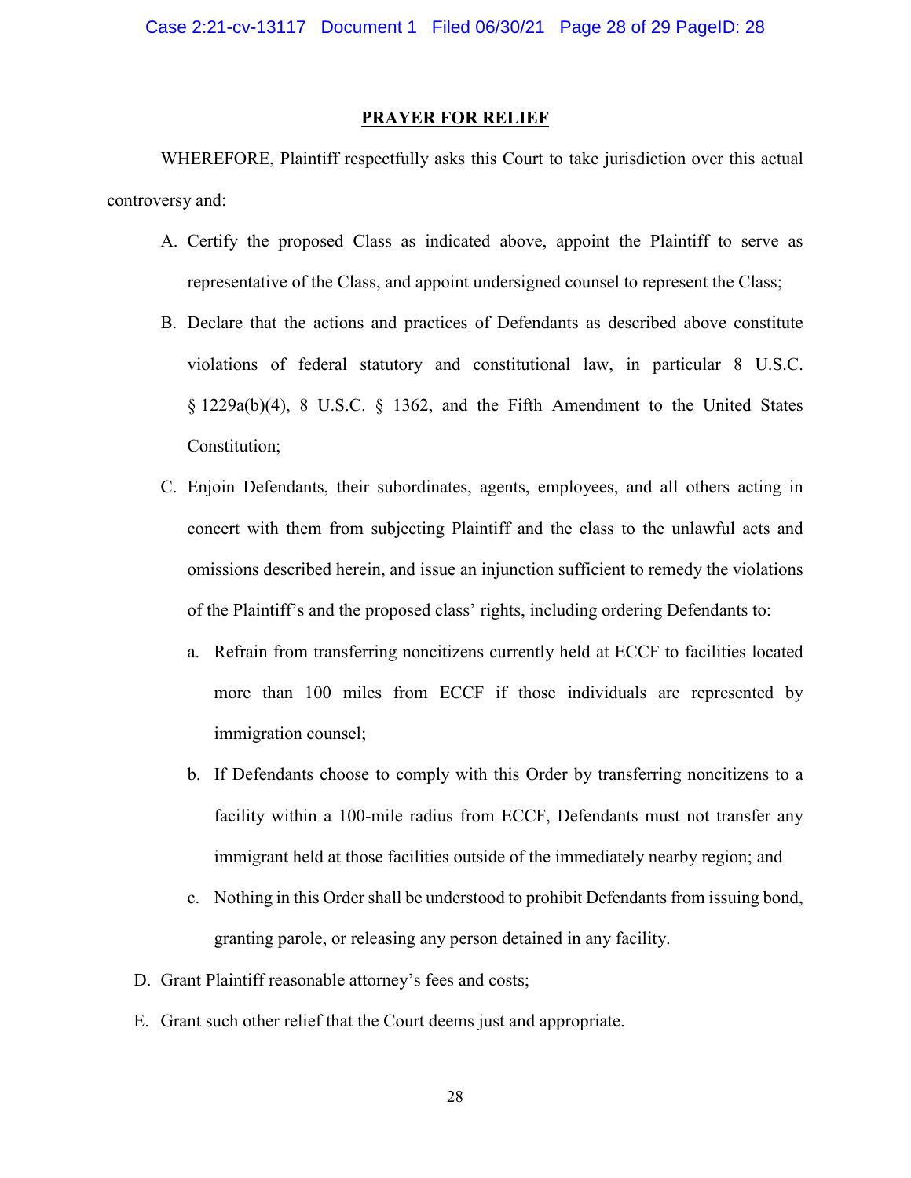## PRAYER FOR RELIEF

WHEREFORE, Plaintiff respectfully asks this Court to take jurisdiction over this actual controversy and:

A. Certify the proposed Class as indicated above, appoint the Plaintiff to serve as representative of the Class, and appoint undersigned counsel to represent the Class;

B. Declare that the actions and practices of Defendants as described above constitute violations of federal statutory and constitutional law, in particular 8 U.S.C. § 1229a(b)(4), 8 U.S.C. § 1362, and the Fifth Amendment to the United States Constitution;

C. Enjoin Defendants, their subordinates, agents, employees, and all others acting in concert with them from subjecting Plaintiff and the class to the unlawful acts and omissions described herein, and issue an injunction sufficient to remedy the violations of the Plaintiff's and the proposed class' rights, including ordering Defendants to:

   a. Refrain from transferring noncitizens currently held at ECCF to facilities located more than 100 miles from ECCF if those individuals are represented by immigration counsel;

   b. If Defendants choose to comply with this Order by transferring noncitizens to a facility within a 100-mile radius from ECCF, Defendants must not transfer any immigrant held at those facilities outside of the immediately nearby region; and

   c. Nothing in this Order shall be understood to prohibit Defendants from issuing bond, granting parole, or releasing any person detained in any facility.

D. Grant Plaintiff reasonable attorney's fees and costs;

E. Grant such other relief that the Court deems just and appropriate.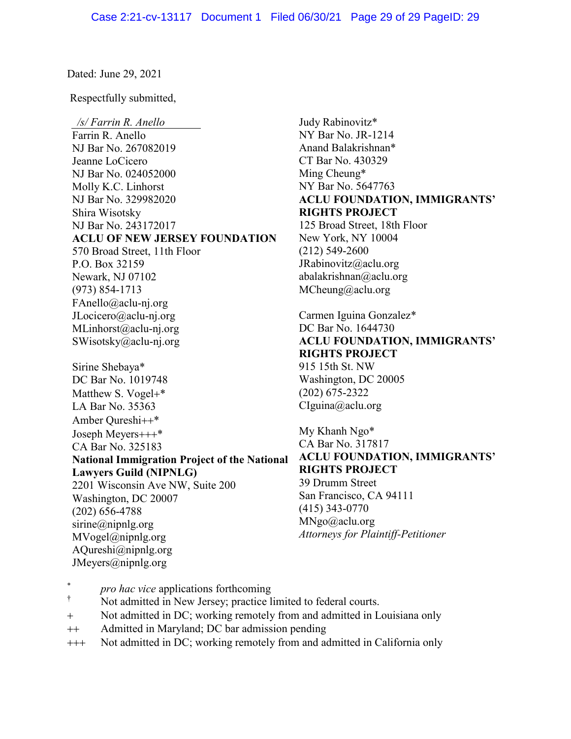Dated: June 29, 2021

Respectfully submitted,

*/s/ Farrin R. Anello*
Farrin R. Anello
NJ Bar No. 267082019
Jeanne LoCicero
NJ Bar No. 024052000
Molly K.C. Linhorst
NJ Bar No. 329982020
Shira Wisotsky
NJ Bar No. 243172017
**ACLU OF NEW JERSEY FOUNDATION**
570 Broad Street, 11th Floor
P.O. Box 32159
Newark, NJ 07102
(973) 854-1713
FAnello@aclu-nj.org
JLocicero@aclu-nj.org
MLinhorst@aclu-nj.org
SWisotsky@aclu-nj.org

Sirine Shebaya*
DC Bar No. 1019748
Matthew S. Vogel+*
LA Bar No. 35363
Amber Qureshi++*
Joseph Meyers+++*
CA Bar No. 325183
**National Immigration Project of the National Lawyers Guild (NIPNLG)**
2201 Wisconsin Ave NW, Suite 200
Washington, DC 20007
(202) 656-4788
sirine@nipnlg.org
MVogel@nipnlg.org
AQureshi@nipnlg.org
JMeyers@nipnlg.org

Judy Rabinovitz*
NY Bar No. JR-1214
Anand Balakrishnan*
CT Bar No. 430329
Ming Cheung*
NY Bar No. 5647763
**ACLU FOUNDATION, IMMIGRANTS' RIGHTS PROJECT**
125 Broad Street, 18th Floor
New York, NY 10004
(212) 549-2600
JRabinovitz@aclu.org
abalakrishnan@aclu.org
MCheung@aclu.org

Carmen Iguina Gonzalez*
DC Bar No. 1644730
**ACLU FOUNDATION, IMMIGRANTS' RIGHTS PROJECT**
915 15th St. NW
Washington, DC 20005
(202) 675-2322
CIguina@aclu.org

My Khanh Ngo*
CA Bar No. 317817
**ACLU FOUNDATION, IMMIGRANTS' RIGHTS PROJECT**
39 Drumm Street
San Francisco, CA 94111
(415) 343-0770
MNgo@aclu.org
*Attorneys for Plaintiff-Petitioner*

\* *pro hac vice* applications forthcoming
† Not admitted in New Jersey; practice limited to federal courts.
\+ Not admitted in DC; working remotely from and admitted in Louisiana only
++ Admitted in Maryland; DC bar admission pending
+++ Not admitted in DC; working remotely from and admitted in California only